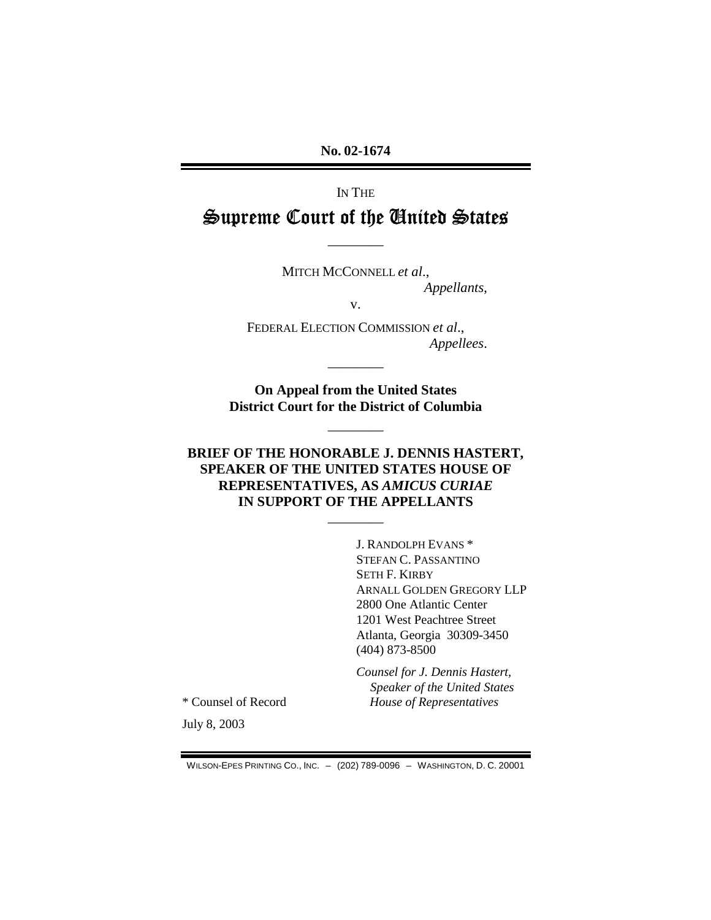No. 02-1674

IN THE

# Supreme Court of the United States

---

MITCH MCCONNELL *et al*.,
*Appellants*,

v.

FEDERAL ELECTION COMMISSION *et al*.,
*Appellees*.

---

**On Appeal from the United States District Court for the District of Columbia**

---

**BRIEF OF THE HONORABLE J. DENNIS HASTERT, SPEAKER OF THE UNITED STATES HOUSE OF REPRESENTATIVES, AS *AMICUS CURIAE* IN SUPPORT OF THE APPELLANTS**

---

J. RANDOLPH EVANS *
STEFAN C. PASSANTINO
SETH F. KIRBY
ARNALL GOLDEN GREGORY LLP
2800 One Atlantic Center
1201 West Peachtree Street
Atlanta, Georgia 30309-3450
(404) 873-8500

*Counsel for J. Dennis Hastert, Speaker of the United States House of Representatives*

* Counsel of Record

July 8, 2003

WILSON-EPES PRINTING CO., INC. – (202) 789-0096 – WASHINGTON, D. C. 20001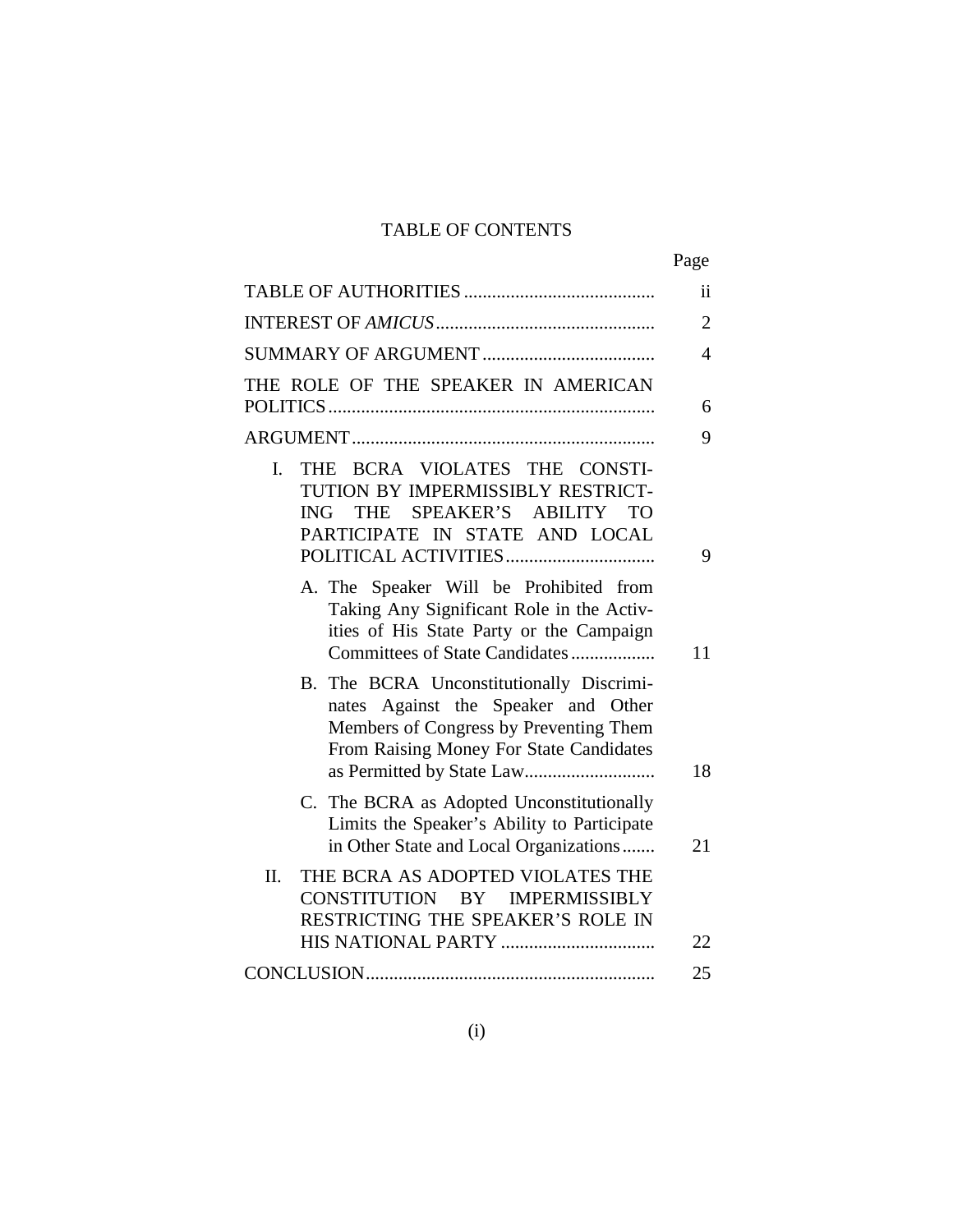# TABLE OF CONTENTS

| | Page |
|---|---|
| TABLE OF AUTHORITIES | ii |
| INTEREST OF *AMICUS* | 2 |
| SUMMARY OF ARGUMENT | 4 |
| THE ROLE OF THE SPEAKER IN AMERICAN POLITICS | 6 |
| ARGUMENT | 9 |
| I. THE BCRA VIOLATES THE CONSTITUTION BY IMPERMISSIBLY RESTRICTING THE SPEAKER'S ABILITY TO PARTICIPATE IN STATE AND LOCAL POLITICAL ACTIVITIES | 9 |
| A. The Speaker Will be Prohibited from Taking Any Significant Role in the Activities of His State Party or the Campaign Committees of State Candidates | 11 |
| B. The BCRA Unconstitutionally Discriminates Against the Speaker and Other Members of Congress by Preventing Them From Raising Money For State Candidates as Permitted by State Law | 18 |
| C. The BCRA as Adopted Unconstitutionally Limits the Speaker's Ability to Participate in Other State and Local Organizations | 21 |
| II. THE BCRA AS ADOPTED VIOLATES THE CONSTITUTION BY IMPERMISSIBLY RESTRICTING THE SPEAKER'S ROLE IN HIS NATIONAL PARTY | 22 |
| CONCLUSION | 25 |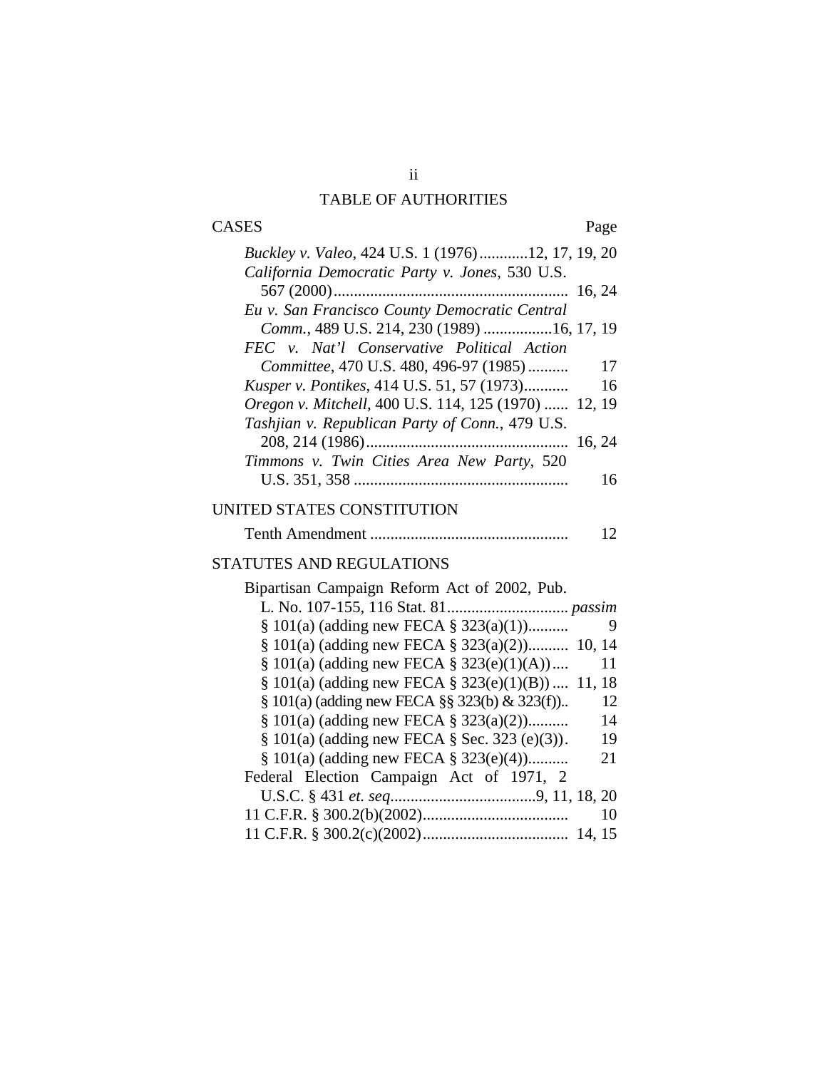## TABLE OF AUTHORITIES

### CASES

| | Page |
|---|---|
| *Buckley v. Valeo*, 424 U.S. 1 (1976) | 12, 17, 19, 20 |
| *California Democratic Party v. Jones*, 530 U.S. 567 (2000) | 16, 24 |
| *Eu v. San Francisco County Democratic Central Comm.*, 489 U.S. 214, 230 (1989) | 16, 17, 19 |
| *FEC v. Nat'l Conservative Political Action Committee*, 470 U.S. 480, 496-97 (1985) | 17 |
| *Kusper v. Pontikes*, 414 U.S. 51, 57 (1973) | 16 |
| *Oregon v. Mitchell*, 400 U.S. 114, 125 (1970) | 12, 19 |
| *Tashjian v. Republican Party of Conn.*, 479 U.S. 208, 214 (1986) | 16, 24 |
| *Timmons v. Twin Cities Area New Party*, 520 U.S. 351, 358 | 16 |

### UNITED STATES CONSTITUTION

| | |
|---|---|
| Tenth Amendment | 12 |

### STATUTES AND REGULATIONS

| | |
|---|---|
| Bipartisan Campaign Reform Act of 2002, Pub. L. No. 107-155, 116 Stat. 81 | *passim* |
| § 101(a) (adding new FECA § 323(a)(1)) | 9 |
| § 101(a) (adding new FECA § 323(a)(2)) | 10, 14 |
| § 101(a) (adding new FECA § 323(e)(1)(A)) | 11 |
| § 101(a) (adding new FECA § 323(e)(1)(B)) | 11, 18 |
| § 101(a) (adding new FECA §§ 323(b) & 323(f)) | 12 |
| § 101(a) (adding new FECA § 323(a)(2)) | 14 |
| § 101(a) (adding new FECA § Sec. 323 (e)(3)) | 19 |
| § 101(a) (adding new FECA § 323(e)(4)) | 21 |
| Federal Election Campaign Act of 1971, 2 U.S.C. § 431 *et. seq.* | 9, 11, 18, 20 |
| 11 C.F.R. § 300.2(b)(2002) | 10 |
| 11 C.F.R. § 300.2(c)(2002) | 14, 15 |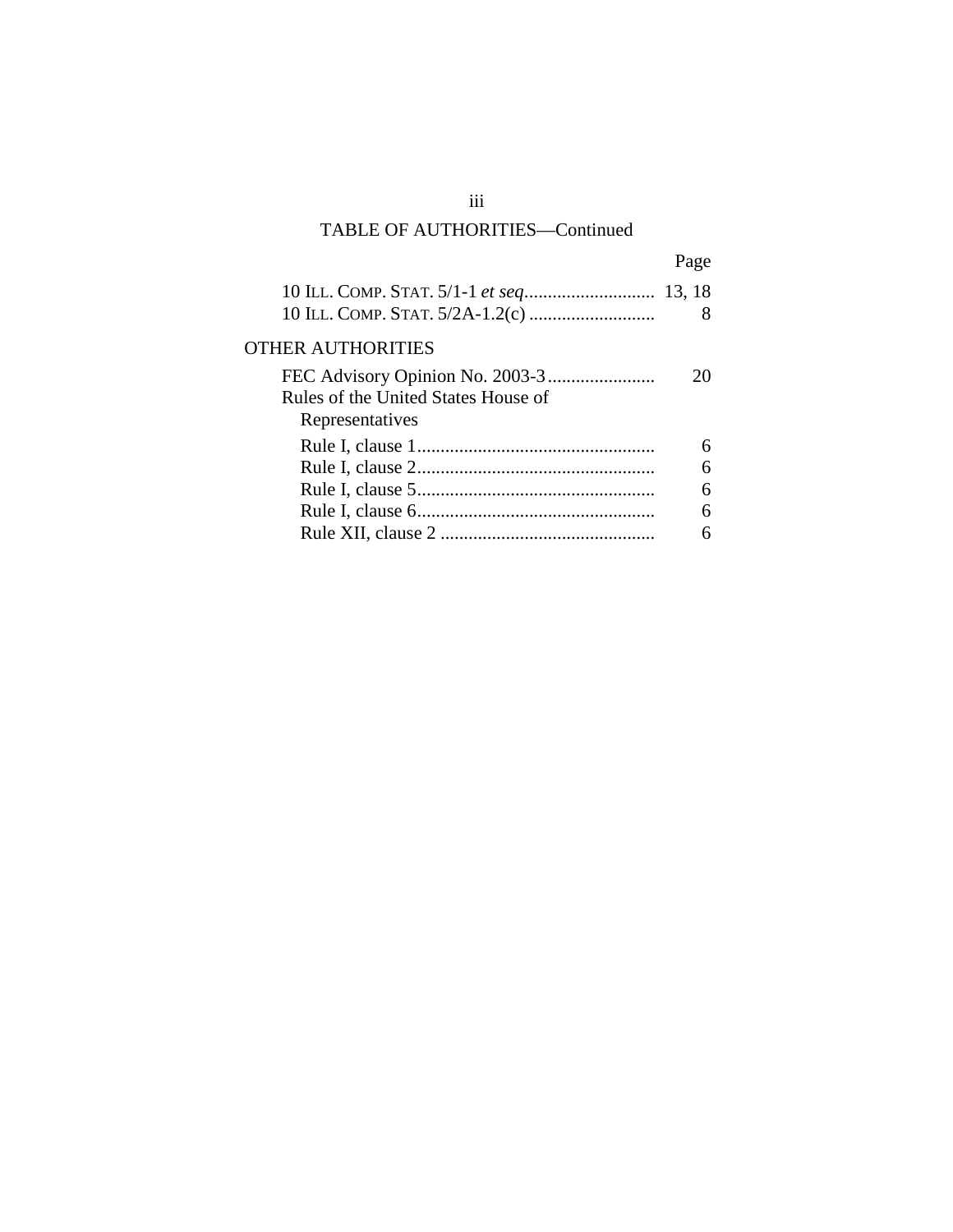TABLE OF AUTHORITIES—Continued

| | Page |
|---|---|
| 10 ILL. COMP. STAT. 5/1-1 *et seq.* | 13, 18 |
| 10 ILL. COMP. STAT. 5/2A-1.2(c) | 8 |

OTHER AUTHORITIES

| | |
|---|---|
| FEC Advisory Opinion No. 2003-3 | 20 |
| Rules of the United States House of Representatives | |
| Rule I, clause 1 | 6 |
| Rule I, clause 2 | 6 |
| Rule I, clause 5 | 6 |
| Rule I, clause 6 | 6 |
| Rule XII, clause 2 | 6 |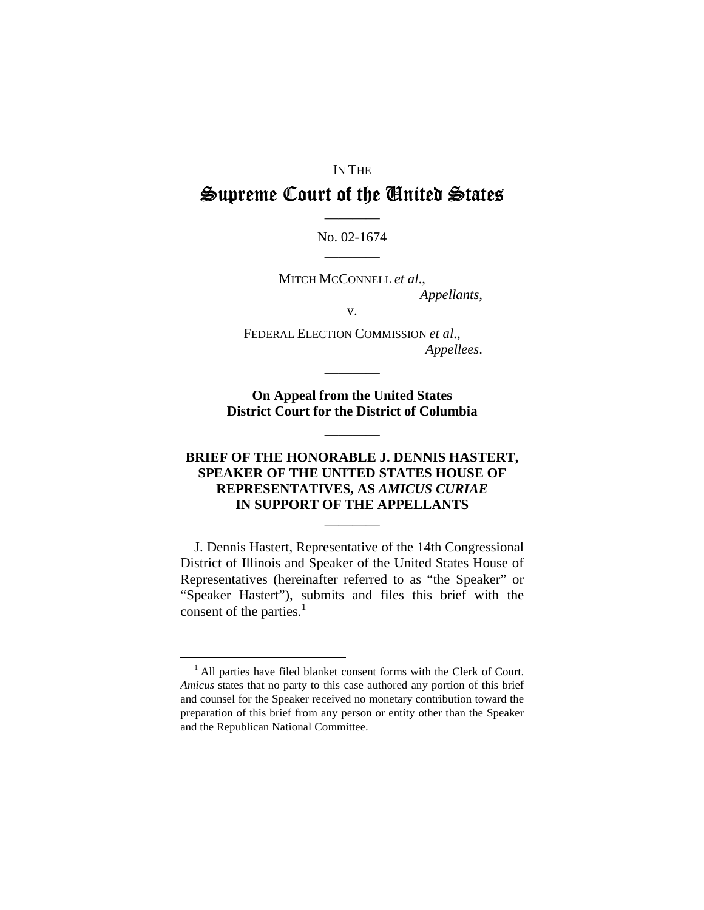IN THE

# Supreme Court of the United States

---

No. 02-1674

---

MITCH MCCONNELL *et al*.,
*Appellants*,

v.

FEDERAL ELECTION COMMISSION *et al*.,
*Appellees*.

---

**On Appeal from the United States District Court for the District of Columbia**

---

## BRIEF OF THE HONORABLE J. DENNIS HASTERT, SPEAKER OF THE UNITED STATES HOUSE OF REPRESENTATIVES, AS *AMICUS CURIAE* IN SUPPORT OF THE APPELLANTS

---

J. Dennis Hastert, Representative of the 14th Congressional District of Illinois and Speaker of the United States House of Representatives (hereinafter referred to as "the Speaker" or "Speaker Hastert"), submits and files this brief with the consent of the parties.[1]

---

[1] All parties have filed blanket consent forms with the Clerk of Court. *Amicus* states that no party to this case authored any portion of this brief and counsel for the Speaker received no monetary contribution toward the preparation of this brief from any person or entity other than the Speaker and the Republican National Committee.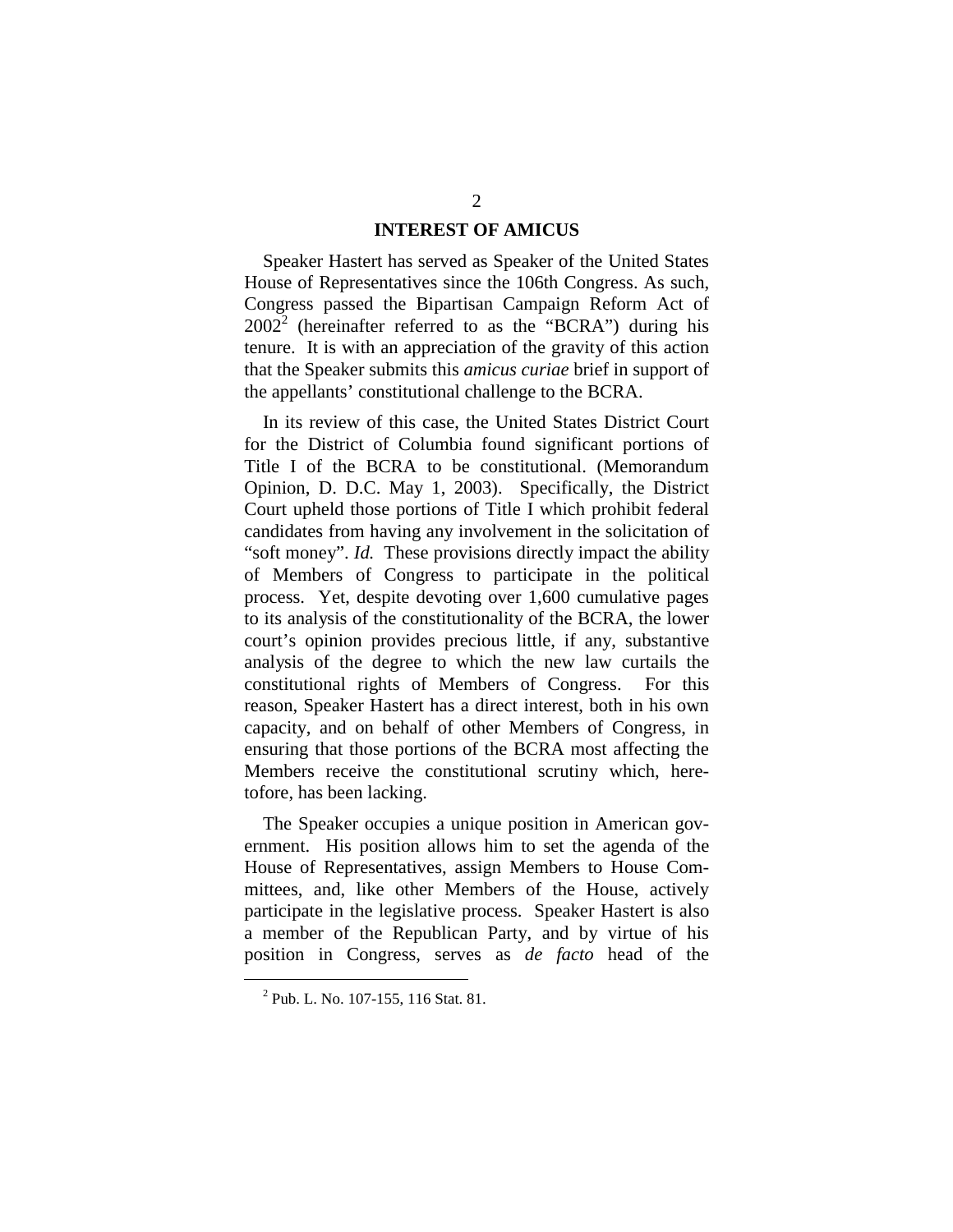## INTEREST OF AMICUS

Speaker Hastert has served as Speaker of the United States House of Representatives since the 106th Congress. As such, Congress passed the Bipartisan Campaign Reform Act of 2002[2] (hereinafter referred to as the "BCRA") during his tenure. It is with an appreciation of the gravity of this action that the Speaker submits this *amicus curiae* brief in support of the appellants' constitutional challenge to the BCRA.

In its review of this case, the United States District Court for the District of Columbia found significant portions of Title I of the BCRA to be constitutional. (Memorandum Opinion, D. D.C. May 1, 2003). Specifically, the District Court upheld those portions of Title I which prohibit federal candidates from having any involvement in the solicitation of "soft money". *Id.* These provisions directly impact the ability of Members of Congress to participate in the political process. Yet, despite devoting over 1,600 cumulative pages to its analysis of the constitutionality of the BCRA, the lower court's opinion provides precious little, if any, substantive analysis of the degree to which the new law curtails the constitutional rights of Members of Congress. For this reason, Speaker Hastert has a direct interest, both in his own capacity, and on behalf of other Members of Congress, in ensuring that those portions of the BCRA most affecting the Members receive the constitutional scrutiny which, heretofore, has been lacking.

The Speaker occupies a unique position in American government. His position allows him to set the agenda of the House of Representatives, assign Members to House Committees, and, like other Members of the House, actively participate in the legislative process. Speaker Hastert is also a member of the Republican Party, and by virtue of his position in Congress, serves as *de facto* head of the

[2] Pub. L. No. 107-155, 116 Stat. 81.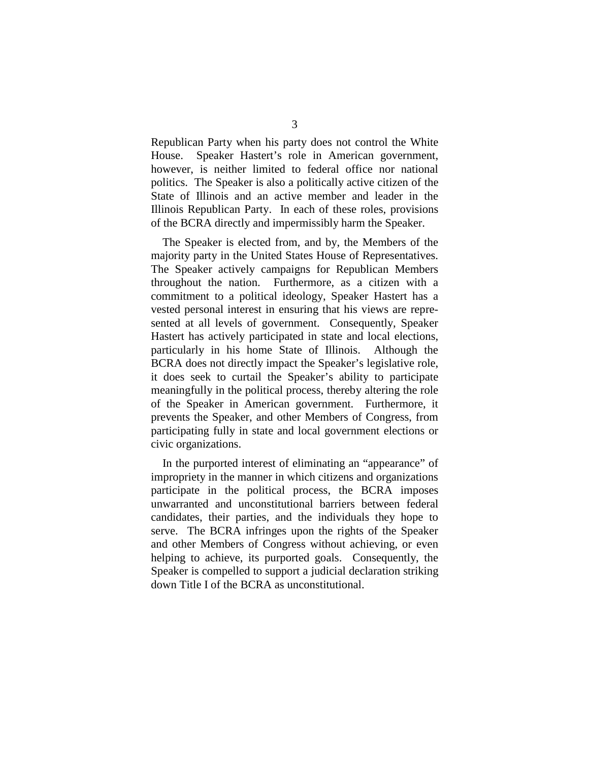Republican Party when his party does not control the White House. Speaker Hastert's role in American government, however, is neither limited to federal office nor national politics. The Speaker is also a politically active citizen of the State of Illinois and an active member and leader in the Illinois Republican Party. In each of these roles, provisions of the BCRA directly and impermissibly harm the Speaker.

The Speaker is elected from, and by, the Members of the majority party in the United States House of Representatives. The Speaker actively campaigns for Republican Members throughout the nation. Furthermore, as a citizen with a commitment to a political ideology, Speaker Hastert has a vested personal interest in ensuring that his views are represented at all levels of government. Consequently, Speaker Hastert has actively participated in state and local elections, particularly in his home State of Illinois. Although the BCRA does not directly impact the Speaker's legislative role, it does seek to curtail the Speaker's ability to participate meaningfully in the political process, thereby altering the role of the Speaker in American government. Furthermore, it prevents the Speaker, and other Members of Congress, from participating fully in state and local government elections or civic organizations.

In the purported interest of eliminating an "appearance" of impropriety in the manner in which citizens and organizations participate in the political process, the BCRA imposes unwarranted and unconstitutional barriers between federal candidates, their parties, and the individuals they hope to serve. The BCRA infringes upon the rights of the Speaker and other Members of Congress without achieving, or even helping to achieve, its purported goals. Consequently, the Speaker is compelled to support a judicial declaration striking down Title I of the BCRA as unconstitutional.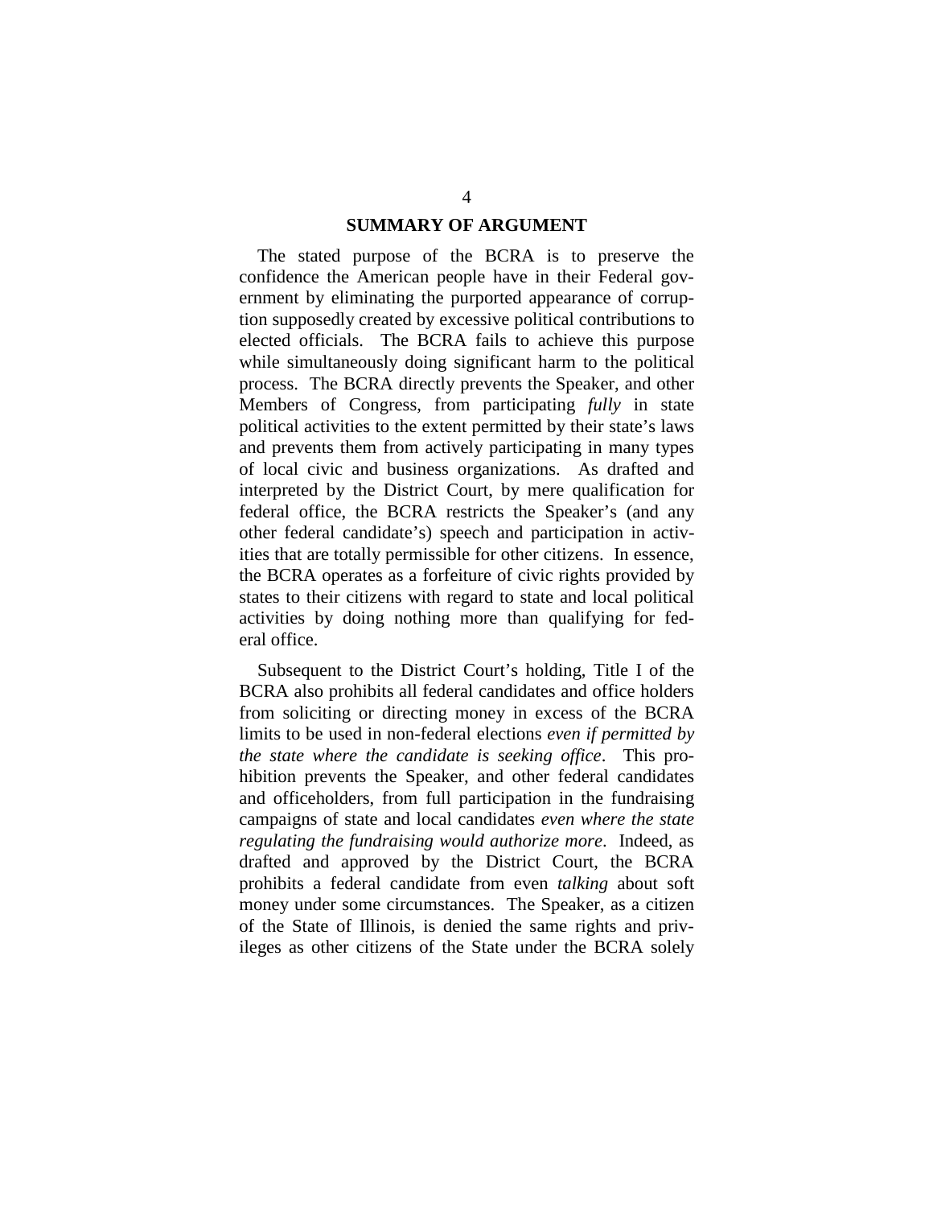## SUMMARY OF ARGUMENT

The stated purpose of the BCRA is to preserve the confidence the American people have in their Federal government by eliminating the purported appearance of corruption supposedly created by excessive political contributions to elected officials. The BCRA fails to achieve this purpose while simultaneously doing significant harm to the political process. The BCRA directly prevents the Speaker, and other Members of Congress, from participating *fully* in state political activities to the extent permitted by their state's laws and prevents them from actively participating in many types of local civic and business organizations. As drafted and interpreted by the District Court, by mere qualification for federal office, the BCRA restricts the Speaker's (and any other federal candidate's) speech and participation in activities that are totally permissible for other citizens. In essence, the BCRA operates as a forfeiture of civic rights provided by states to their citizens with regard to state and local political activities by doing nothing more than qualifying for federal office.

Subsequent to the District Court's holding, Title I of the BCRA also prohibits all federal candidates and office holders from soliciting or directing money in excess of the BCRA limits to be used in non-federal elections *even if permitted by the state where the candidate is seeking office*. This prohibition prevents the Speaker, and other federal candidates and officeholders, from full participation in the fundraising campaigns of state and local candidates *even where the state regulating the fundraising would authorize more*. Indeed, as drafted and approved by the District Court, the BCRA prohibits a federal candidate from even *talking* about soft money under some circumstances. The Speaker, as a citizen of the State of Illinois, is denied the same rights and privileges as other citizens of the State under the BCRA solely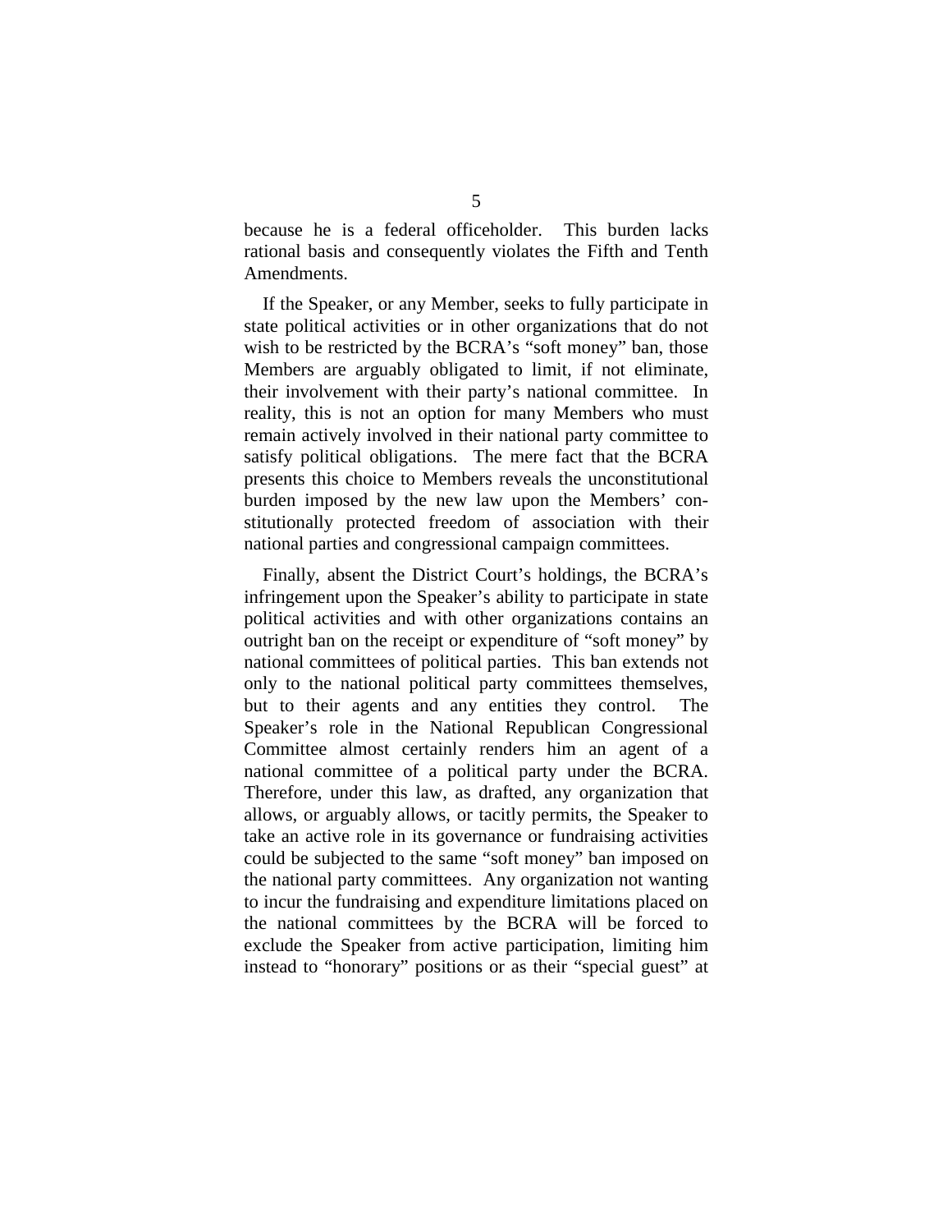because he is a federal officeholder. This burden lacks rational basis and consequently violates the Fifth and Tenth Amendments.

If the Speaker, or any Member, seeks to fully participate in state political activities or in other organizations that do not wish to be restricted by the BCRA's "soft money" ban, those Members are arguably obligated to limit, if not eliminate, their involvement with their party's national committee. In reality, this is not an option for many Members who must remain actively involved in their national party committee to satisfy political obligations. The mere fact that the BCRA presents this choice to Members reveals the unconstitutional burden imposed by the new law upon the Members' constitutionally protected freedom of association with their national parties and congressional campaign committees.

Finally, absent the District Court's holdings, the BCRA's infringement upon the Speaker's ability to participate in state political activities and with other organizations contains an outright ban on the receipt or expenditure of "soft money" by national committees of political parties. This ban extends not only to the national political party committees themselves, but to their agents and any entities they control. The Speaker's role in the National Republican Congressional Committee almost certainly renders him an agent of a national committee of a political party under the BCRA. Therefore, under this law, as drafted, any organization that allows, or arguably allows, or tacitly permits, the Speaker to take an active role in its governance or fundraising activities could be subjected to the same "soft money" ban imposed on the national party committees. Any organization not wanting to incur the fundraising and expenditure limitations placed on the national committees by the BCRA will be forced to exclude the Speaker from active participation, limiting him instead to "honorary" positions or as their "special guest" at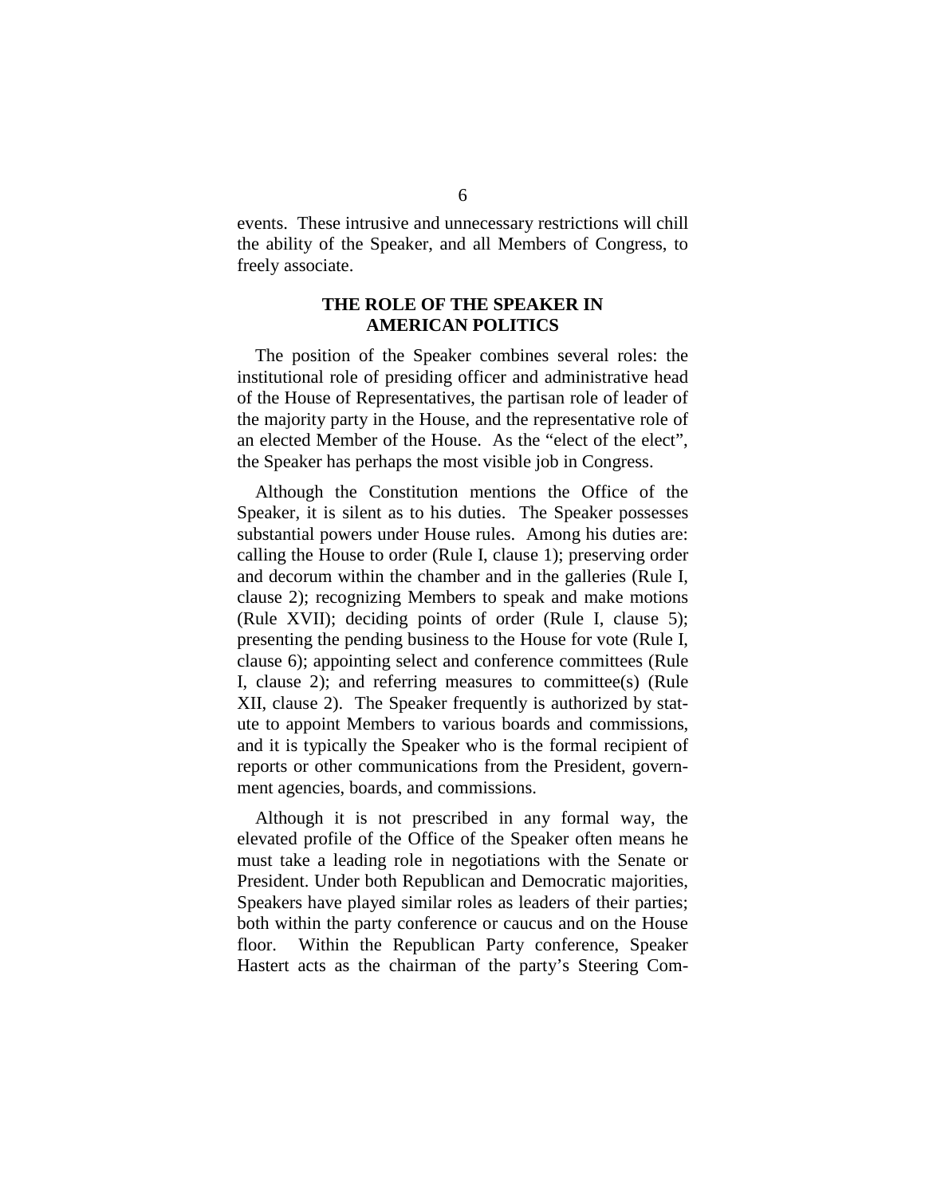events. These intrusive and unnecessary restrictions will chill the ability of the Speaker, and all Members of Congress, to freely associate.

## THE ROLE OF THE SPEAKER IN AMERICAN POLITICS

The position of the Speaker combines several roles: the institutional role of presiding officer and administrative head of the House of Representatives, the partisan role of leader of the majority party in the House, and the representative role of an elected Member of the House. As the "elect of the elect", the Speaker has perhaps the most visible job in Congress.

Although the Constitution mentions the Office of the Speaker, it is silent as to his duties. The Speaker possesses substantial powers under House rules. Among his duties are: calling the House to order (Rule I, clause 1); preserving order and decorum within the chamber and in the galleries (Rule I, clause 2); recognizing Members to speak and make motions (Rule XVII); deciding points of order (Rule I, clause 5); presenting the pending business to the House for vote (Rule I, clause 6); appointing select and conference committees (Rule I, clause 2); and referring measures to committee(s) (Rule XII, clause 2). The Speaker frequently is authorized by statute to appoint Members to various boards and commissions, and it is typically the Speaker who is the formal recipient of reports or other communications from the President, government agencies, boards, and commissions.

Although it is not prescribed in any formal way, the elevated profile of the Office of the Speaker often means he must take a leading role in negotiations with the Senate or President. Under both Republican and Democratic majorities, Speakers have played similar roles as leaders of their parties; both within the party conference or caucus and on the House floor. Within the Republican Party conference, Speaker Hastert acts as the chairman of the party's Steering Com-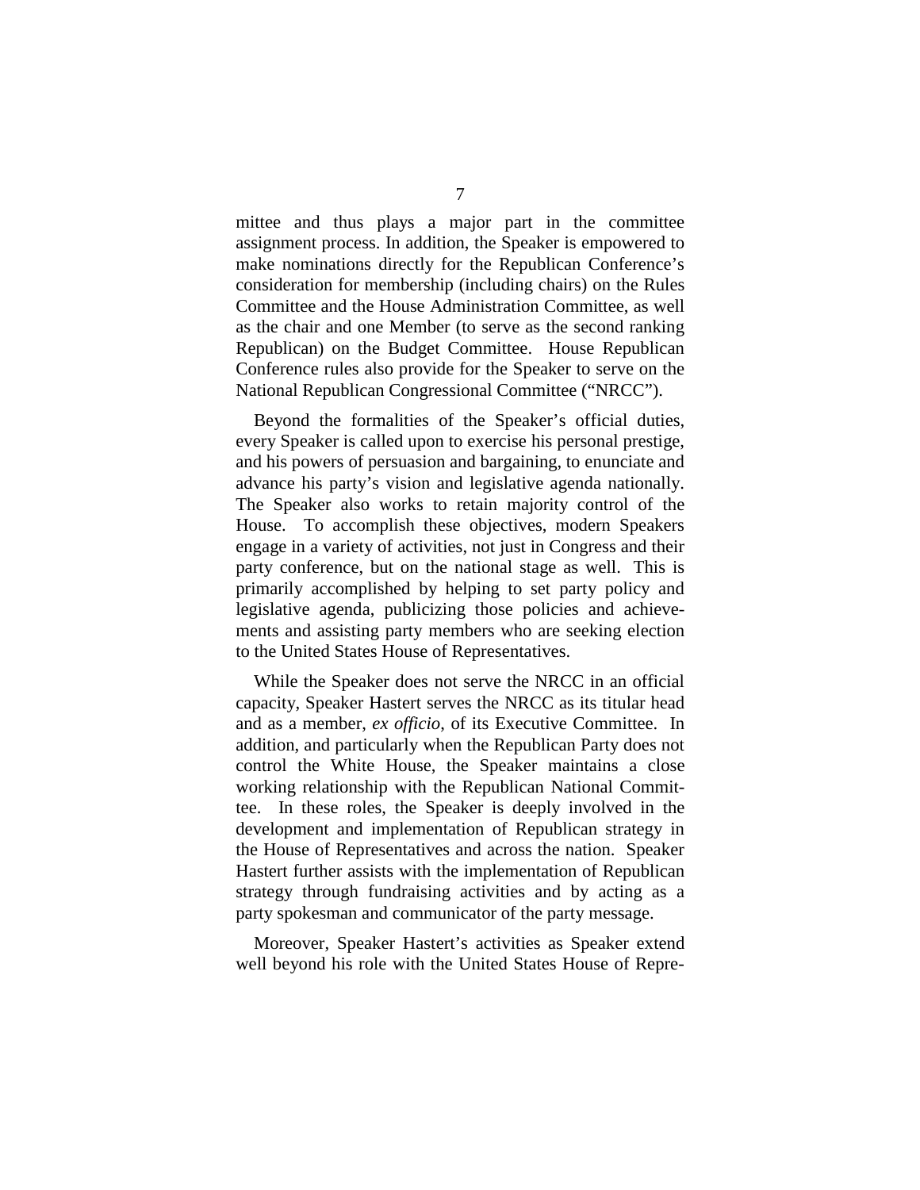mittee and thus plays a major part in the committee assignment process. In addition, the Speaker is empowered to make nominations directly for the Republican Conference's consideration for membership (including chairs) on the Rules Committee and the House Administration Committee, as well as the chair and one Member (to serve as the second ranking Republican) on the Budget Committee. House Republican Conference rules also provide for the Speaker to serve on the National Republican Congressional Committee ("NRCC").

Beyond the formalities of the Speaker's official duties, every Speaker is called upon to exercise his personal prestige, and his powers of persuasion and bargaining, to enunciate and advance his party's vision and legislative agenda nationally. The Speaker also works to retain majority control of the House. To accomplish these objectives, modern Speakers engage in a variety of activities, not just in Congress and their party conference, but on the national stage as well. This is primarily accomplished by helping to set party policy and legislative agenda, publicizing those policies and achievements and assisting party members who are seeking election to the United States House of Representatives.

While the Speaker does not serve the NRCC in an official capacity, Speaker Hastert serves the NRCC as its titular head and as a member, *ex officio*, of its Executive Committee. In addition, and particularly when the Republican Party does not control the White House, the Speaker maintains a close working relationship with the Republican National Committee. In these roles, the Speaker is deeply involved in the development and implementation of Republican strategy in the House of Representatives and across the nation. Speaker Hastert further assists with the implementation of Republican strategy through fundraising activities and by acting as a party spokesman and communicator of the party message.

Moreover, Speaker Hastert's activities as Speaker extend well beyond his role with the United States House of Repre-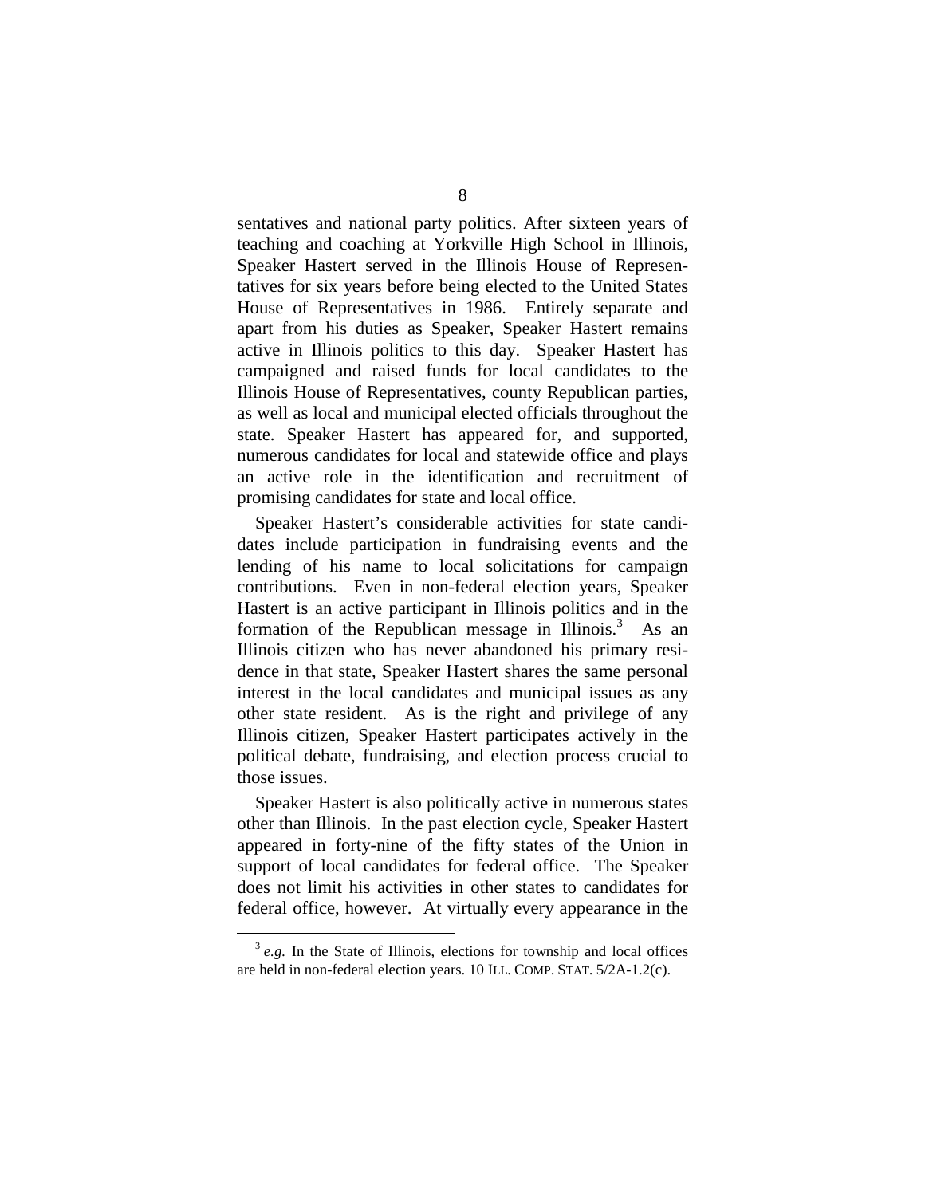sentatives and national party politics. After sixteen years of teaching and coaching at Yorkville High School in Illinois, Speaker Hastert served in the Illinois House of Representatives for six years before being elected to the United States House of Representatives in 1986. Entirely separate and apart from his duties as Speaker, Speaker Hastert remains active in Illinois politics to this day. Speaker Hastert has campaigned and raised funds for local candidates to the Illinois House of Representatives, county Republican parties, as well as local and municipal elected officials throughout the state. Speaker Hastert has appeared for, and supported, numerous candidates for local and statewide office and plays an active role in the identification and recruitment of promising candidates for state and local office.

Speaker Hastert's considerable activities for state candidates include participation in fundraising events and the lending of his name to local solicitations for campaign contributions. Even in non-federal election years, Speaker Hastert is an active participant in Illinois politics and in the formation of the Republican message in Illinois.[3] As an Illinois citizen who has never abandoned his primary residence in that state, Speaker Hastert shares the same personal interest in the local candidates and municipal issues as any other state resident. As is the right and privilege of any Illinois citizen, Speaker Hastert participates actively in the political debate, fundraising, and election process crucial to those issues.

Speaker Hastert is also politically active in numerous states other than Illinois. In the past election cycle, Speaker Hastert appeared in forty-nine of the fifty states of the Union in support of local candidates for federal office. The Speaker does not limit his activities in other states to candidates for federal office, however. At virtually every appearance in the

[3] *e.g.* In the State of Illinois, elections for township and local offices are held in non-federal election years. 10 ILL. COMP. STAT. 5/2A-1.2(c).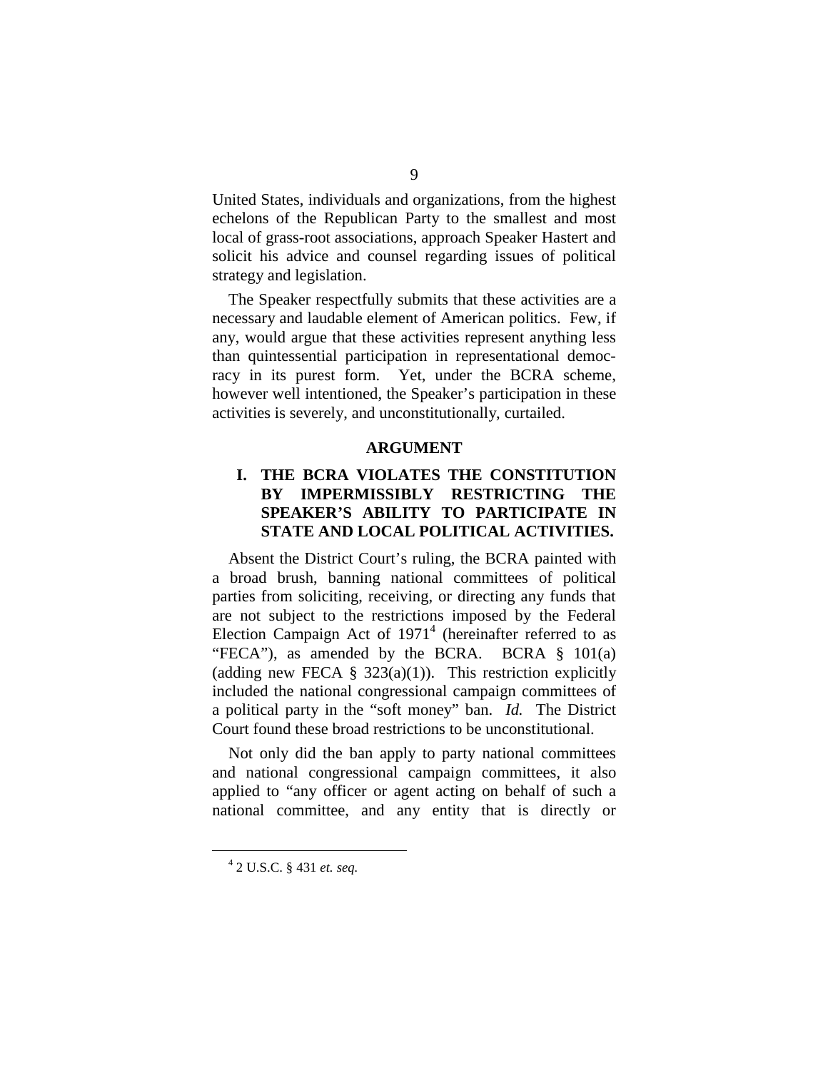United States, individuals and organizations, from the highest echelons of the Republican Party to the smallest and most local of grass-root associations, approach Speaker Hastert and solicit his advice and counsel regarding issues of political strategy and legislation.

The Speaker respectfully submits that these activities are a necessary and laudable element of American politics. Few, if any, would argue that these activities represent anything less than quintessential participation in representational democracy in its purest form. Yet, under the BCRA scheme, however well intentioned, the Speaker's participation in these activities is severely, and unconstitutionally, curtailed.

## ARGUMENT

### I. THE BCRA VIOLATES THE CONSTITUTION BY IMPERMISSIBLY RESTRICTING THE SPEAKER'S ABILITY TO PARTICIPATE IN STATE AND LOCAL POLITICAL ACTIVITIES.

Absent the District Court's ruling, the BCRA painted with a broad brush, banning national committees of political parties from soliciting, receiving, or directing any funds that are not subject to the restrictions imposed by the Federal Election Campaign Act of 1971[4] (hereinafter referred to as "FECA"), as amended by the BCRA. BCRA § 101(a) (adding new FECA § 323(a)(1)). This restriction explicitly included the national congressional campaign committees of a political party in the "soft money" ban. *Id.* The District Court found these broad restrictions to be unconstitutional.

Not only did the ban apply to party national committees and national congressional campaign committees, it also applied to "any officer or agent acting on behalf of such a national committee, and any entity that is directly or

---

[4] 2 U.S.C. § 431 *et. seq.*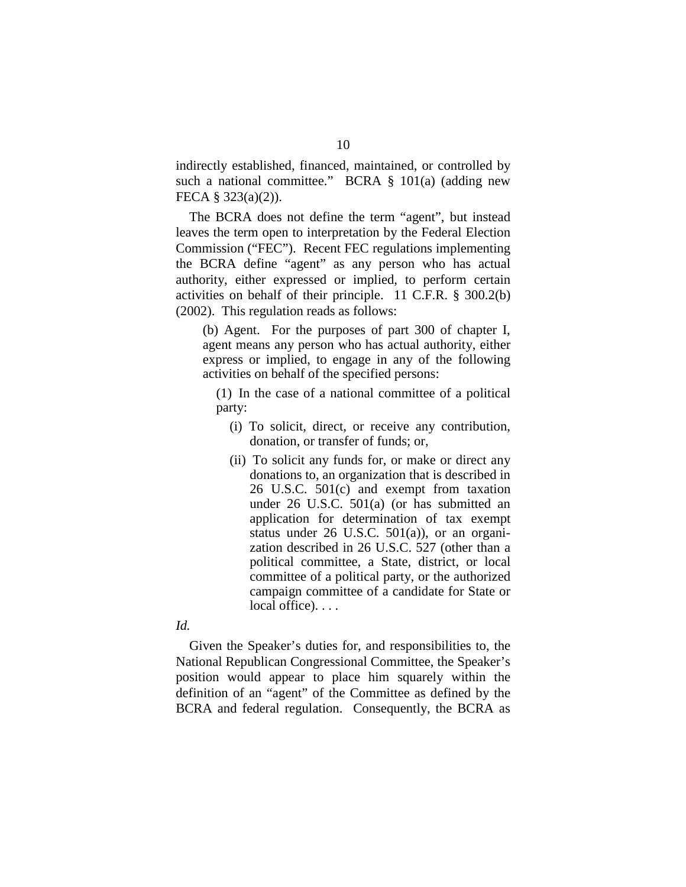indirectly established, financed, maintained, or controlled by such a national committee." BCRA § 101(a) (adding new FECA § 323(a)(2)).

The BCRA does not define the term "agent", but instead leaves the term open to interpretation by the Federal Election Commission ("FEC"). Recent FEC regulations implementing the BCRA define "agent" as any person who has actual authority, either expressed or implied, to perform certain activities on behalf of their principle. 11 C.F.R. § 300.2(b) (2002). This regulation reads as follows:

> (b) Agent. For the purposes of part 300 of chapter I, agent means any person who has actual authority, either express or implied, to engage in any of the following activities on behalf of the specified persons:
>
> (1) In the case of a national committee of a political party:
>
> (i) To solicit, direct, or receive any contribution, donation, or transfer of funds; or,
>
> (ii) To solicit any funds for, or make or direct any donations to, an organization that is described in 26 U.S.C. 501(c) and exempt from taxation under 26 U.S.C. 501(a) (or has submitted an application for determination of tax exempt status under 26 U.S.C. 501(a)), or an organization described in 26 U.S.C. 527 (other than a political committee, a State, district, or local committee of a political party, or the authorized campaign committee of a candidate for State or local office). . . .

*Id.*

Given the Speaker's duties for, and responsibilities to, the National Republican Congressional Committee, the Speaker's position would appear to place him squarely within the definition of an "agent" of the Committee as defined by the BCRA and federal regulation. Consequently, the BCRA as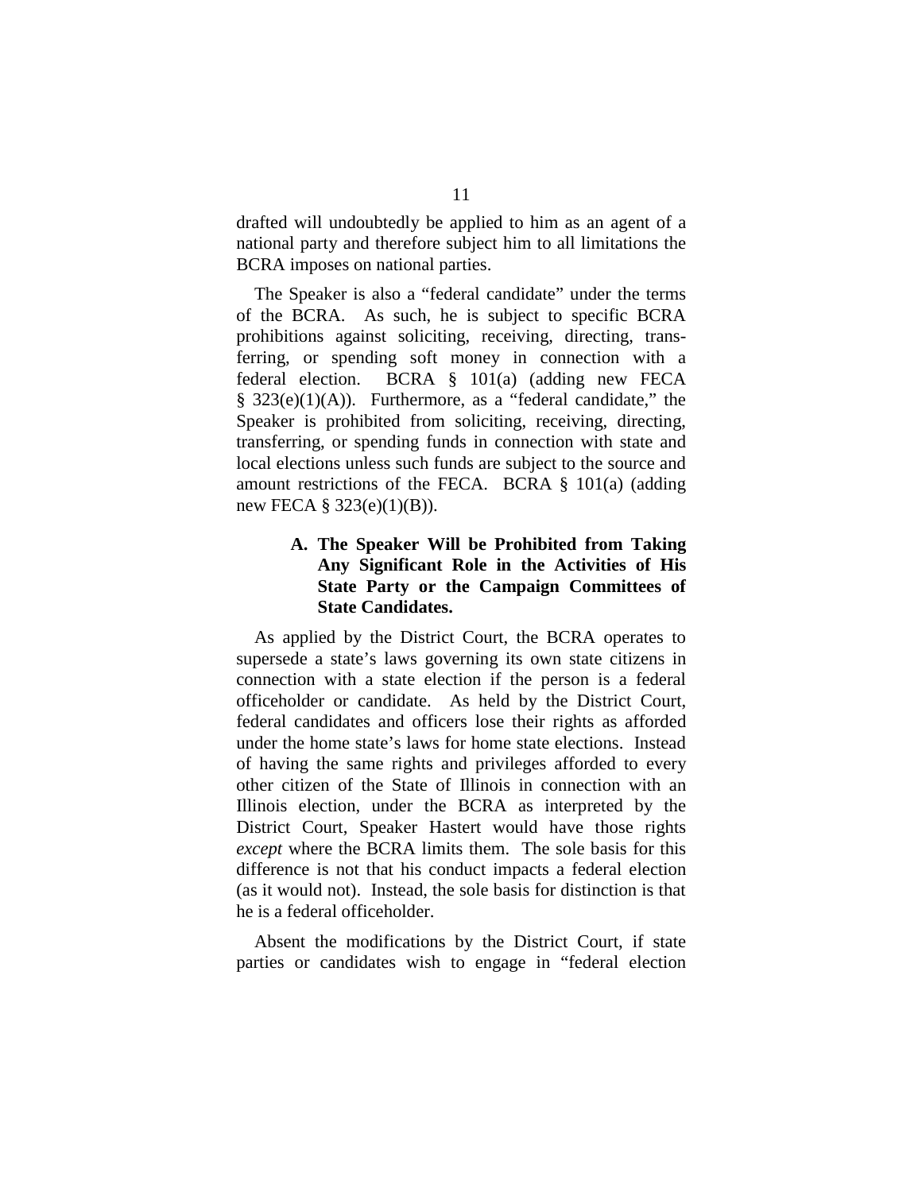drafted will undoubtedly be applied to him as an agent of a national party and therefore subject him to all limitations the BCRA imposes on national parties.

The Speaker is also a "federal candidate" under the terms of the BCRA. As such, he is subject to specific BCRA prohibitions against soliciting, receiving, directing, transferring, or spending soft money in connection with a federal election. BCRA § 101(a) (adding new FECA § 323(e)(1)(A)). Furthermore, as a "federal candidate," the Speaker is prohibited from soliciting, receiving, directing, transferring, or spending funds in connection with state and local elections unless such funds are subject to the source and amount restrictions of the FECA. BCRA § 101(a) (adding new FECA § 323(e)(1)(B)).

### A. The Speaker Will be Prohibited from Taking Any Significant Role in the Activities of His State Party or the Campaign Committees of State Candidates.

As applied by the District Court, the BCRA operates to supersede a state's laws governing its own state citizens in connection with a state election if the person is a federal officeholder or candidate. As held by the District Court, federal candidates and officers lose their rights as afforded under the home state's laws for home state elections. Instead of having the same rights and privileges afforded to every other citizen of the State of Illinois in connection with an Illinois election, under the BCRA as interpreted by the District Court, Speaker Hastert would have those rights *except* where the BCRA limits them. The sole basis for this difference is not that his conduct impacts a federal election (as it would not). Instead, the sole basis for distinction is that he is a federal officeholder.

Absent the modifications by the District Court, if state parties or candidates wish to engage in "federal election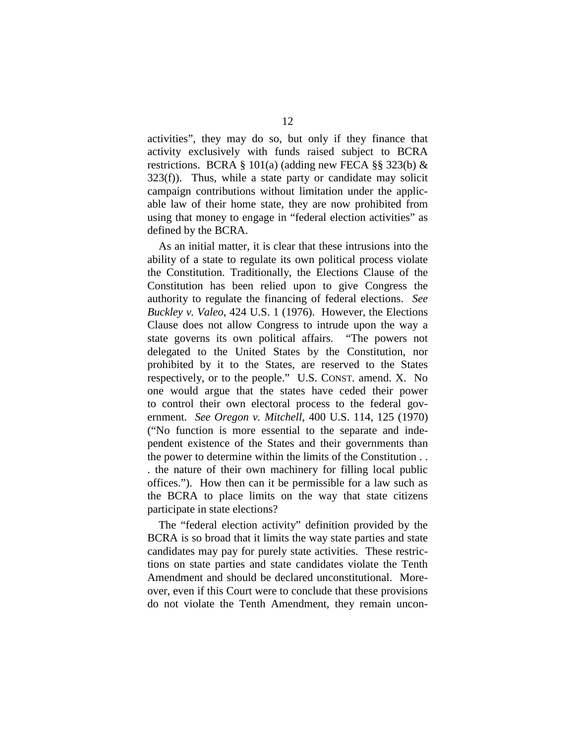activities", they may do so, but only if they finance that activity exclusively with funds raised subject to BCRA restrictions. BCRA § 101(a) (adding new FECA §§ 323(b) & 323(f)). Thus, while a state party or candidate may solicit campaign contributions without limitation under the applicable law of their home state, they are now prohibited from using that money to engage in "federal election activities" as defined by the BCRA.

As an initial matter, it is clear that these intrusions into the ability of a state to regulate its own political process violate the Constitution. Traditionally, the Elections Clause of the Constitution has been relied upon to give Congress the authority to regulate the financing of federal elections. *See Buckley v. Valeo*, 424 U.S. 1 (1976). However, the Elections Clause does not allow Congress to intrude upon the way a state governs its own political affairs. "The powers not delegated to the United States by the Constitution, nor prohibited by it to the States, are reserved to the States respectively, or to the people." U.S. CONST. amend. X. No one would argue that the states have ceded their power to control their own electoral process to the federal government. *See Oregon v. Mitchell*, 400 U.S. 114, 125 (1970) ("No function is more essential to the separate and independent existence of the States and their governments than the power to determine within the limits of the Constitution . . . the nature of their own machinery for filling local public offices."). How then can it be permissible for a law such as the BCRA to place limits on the way that state citizens participate in state elections?

The "federal election activity" definition provided by the BCRA is so broad that it limits the way state parties and state candidates may pay for purely state activities. These restrictions on state parties and state candidates violate the Tenth Amendment and should be declared unconstitutional. Moreover, even if this Court were to conclude that these provisions do not violate the Tenth Amendment, they remain uncon-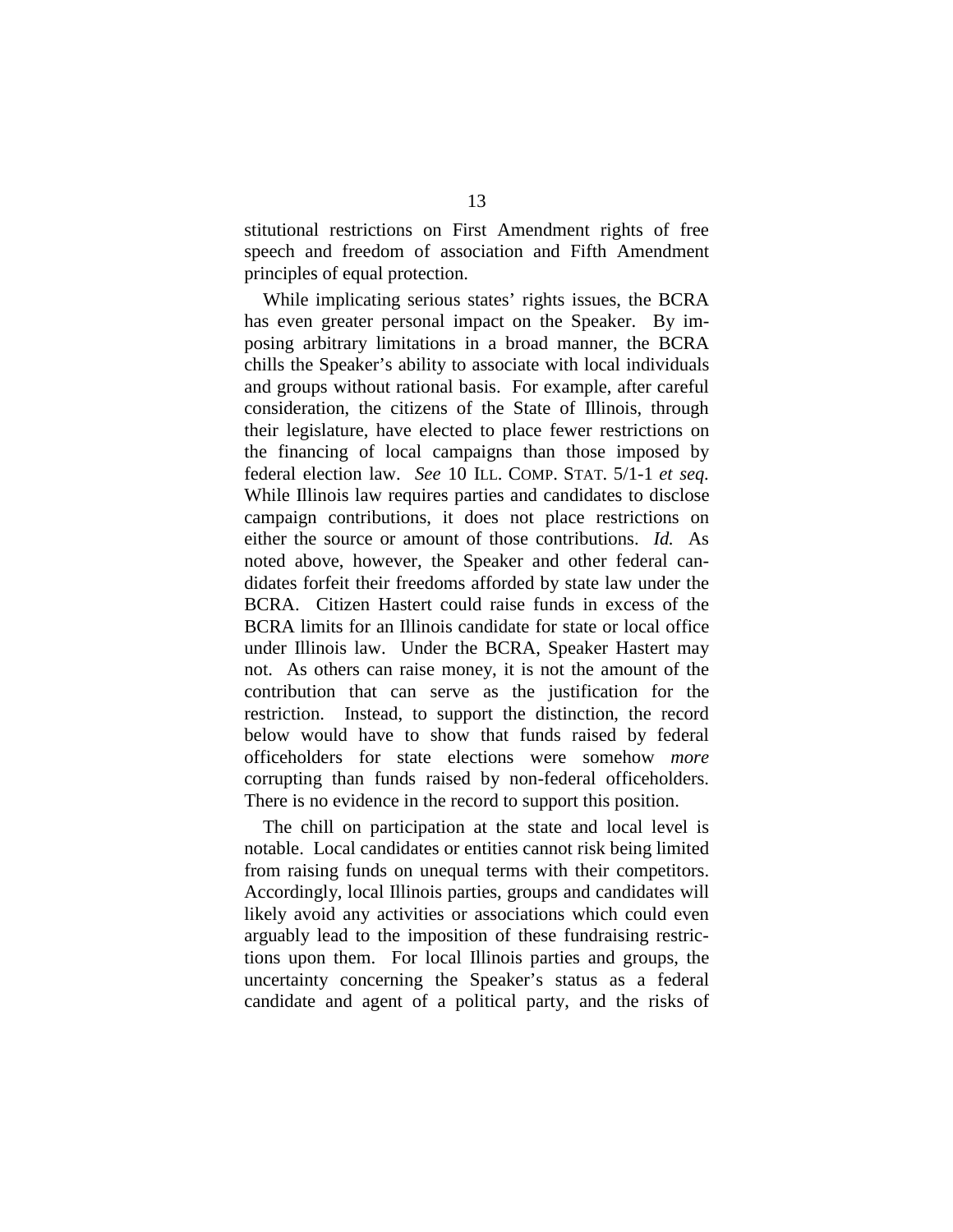stitutional restrictions on First Amendment rights of free speech and freedom of association and Fifth Amendment principles of equal protection.

While implicating serious states' rights issues, the BCRA has even greater personal impact on the Speaker. By imposing arbitrary limitations in a broad manner, the BCRA chills the Speaker's ability to associate with local individuals and groups without rational basis. For example, after careful consideration, the citizens of the State of Illinois, through their legislature, have elected to place fewer restrictions on the financing of local campaigns than those imposed by federal election law. *See* 10 ILL. COMP. STAT. 5/1-1 *et seq.* While Illinois law requires parties and candidates to disclose campaign contributions, it does not place restrictions on either the source or amount of those contributions. *Id.* As noted above, however, the Speaker and other federal candidates forfeit their freedoms afforded by state law under the BCRA. Citizen Hastert could raise funds in excess of the BCRA limits for an Illinois candidate for state or local office under Illinois law. Under the BCRA, Speaker Hastert may not. As others can raise money, it is not the amount of the contribution that can serve as the justification for the restriction. Instead, to support the distinction, the record below would have to show that funds raised by federal officeholders for state elections were somehow *more* corrupting than funds raised by non-federal officeholders. There is no evidence in the record to support this position.

The chill on participation at the state and local level is notable. Local candidates or entities cannot risk being limited from raising funds on unequal terms with their competitors. Accordingly, local Illinois parties, groups and candidates will likely avoid any activities or associations which could even arguably lead to the imposition of these fundraising restrictions upon them. For local Illinois parties and groups, the uncertainty concerning the Speaker's status as a federal candidate and agent of a political party, and the risks of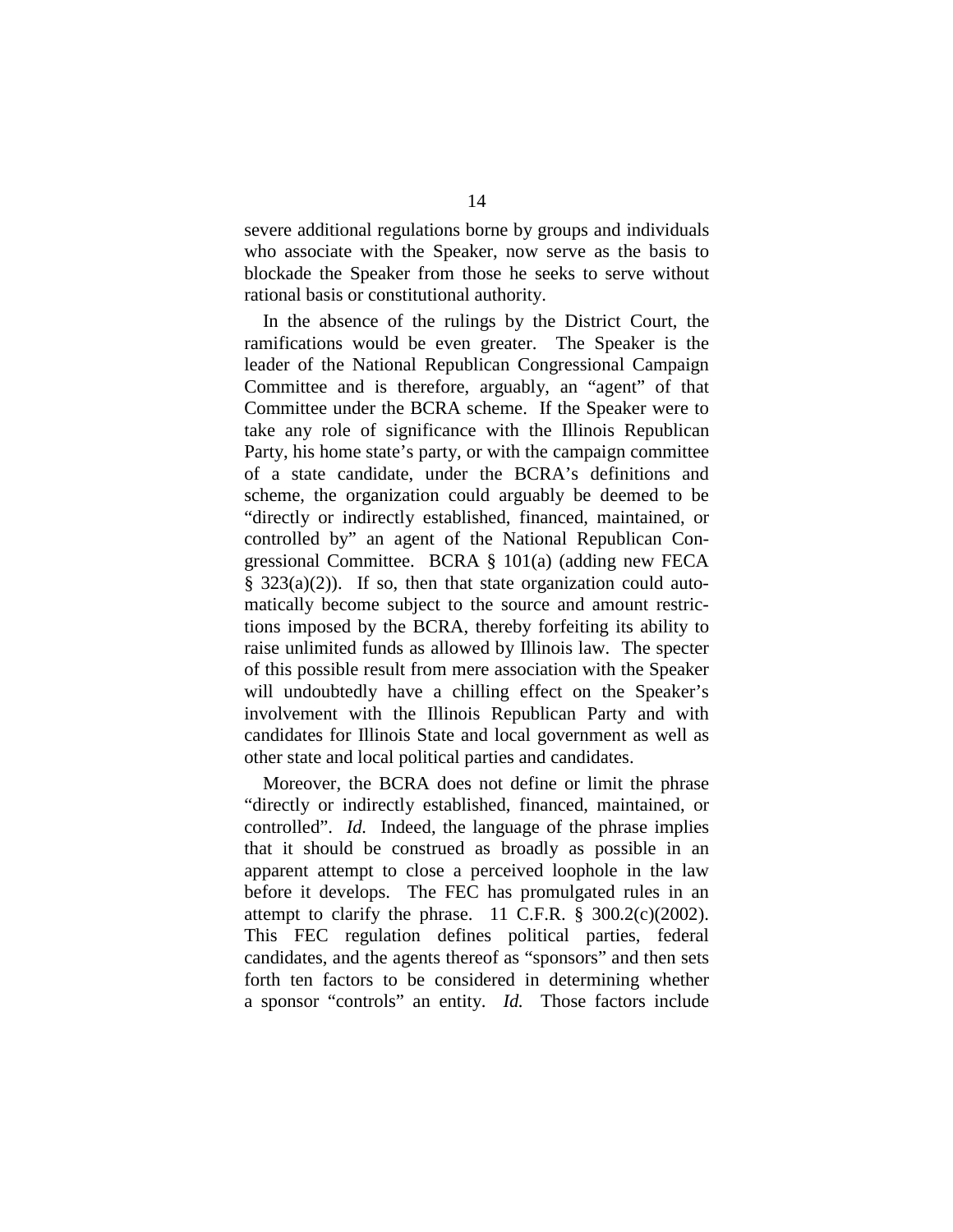severe additional regulations borne by groups and individuals who associate with the Speaker, now serve as the basis to blockade the Speaker from those he seeks to serve without rational basis or constitutional authority.

In the absence of the rulings by the District Court, the ramifications would be even greater. The Speaker is the leader of the National Republican Congressional Campaign Committee and is therefore, arguably, an "agent" of that Committee under the BCRA scheme. If the Speaker were to take any role of significance with the Illinois Republican Party, his home state's party, or with the campaign committee of a state candidate, under the BCRA's definitions and scheme, the organization could arguably be deemed to be "directly or indirectly established, financed, maintained, or controlled by" an agent of the National Republican Congressional Committee. BCRA § 101(a) (adding new FECA § 323(a)(2)). If so, then that state organization could automatically become subject to the source and amount restrictions imposed by the BCRA, thereby forfeiting its ability to raise unlimited funds as allowed by Illinois law. The specter of this possible result from mere association with the Speaker will undoubtedly have a chilling effect on the Speaker's involvement with the Illinois Republican Party and with candidates for Illinois State and local government as well as other state and local political parties and candidates.

Moreover, the BCRA does not define or limit the phrase "directly or indirectly established, financed, maintained, or controlled". *Id.* Indeed, the language of the phrase implies that it should be construed as broadly as possible in an apparent attempt to close a perceived loophole in the law before it develops. The FEC has promulgated rules in an attempt to clarify the phrase. 11 C.F.R. § 300.2(c)(2002). This FEC regulation defines political parties, federal candidates, and the agents thereof as "sponsors" and then sets forth ten factors to be considered in determining whether a sponsor "controls" an entity. *Id.* Those factors include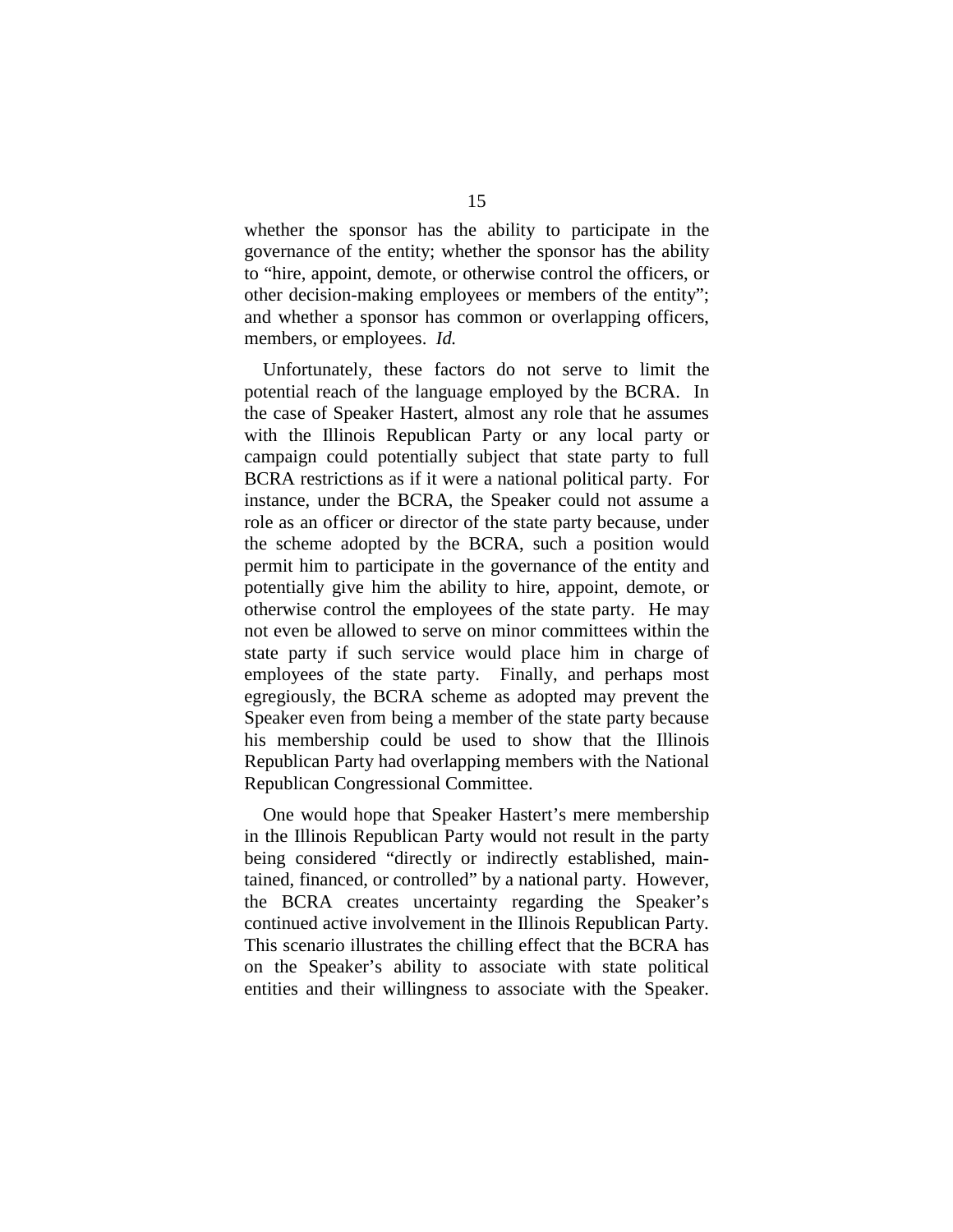whether the sponsor has the ability to participate in the governance of the entity; whether the sponsor has the ability to "hire, appoint, demote, or otherwise control the officers, or other decision-making employees or members of the entity"; and whether a sponsor has common or overlapping officers, members, or employees. *Id.*

Unfortunately, these factors do not serve to limit the potential reach of the language employed by the BCRA. In the case of Speaker Hastert, almost any role that he assumes with the Illinois Republican Party or any local party or campaign could potentially subject that state party to full BCRA restrictions as if it were a national political party. For instance, under the BCRA, the Speaker could not assume a role as an officer or director of the state party because, under the scheme adopted by the BCRA, such a position would permit him to participate in the governance of the entity and potentially give him the ability to hire, appoint, demote, or otherwise control the employees of the state party. He may not even be allowed to serve on minor committees within the state party if such service would place him in charge of employees of the state party. Finally, and perhaps most egregiously, the BCRA scheme as adopted may prevent the Speaker even from being a member of the state party because his membership could be used to show that the Illinois Republican Party had overlapping members with the National Republican Congressional Committee.

One would hope that Speaker Hastert's mere membership in the Illinois Republican Party would not result in the party being considered "directly or indirectly established, maintained, financed, or controlled" by a national party. However, the BCRA creates uncertainty regarding the Speaker's continued active involvement in the Illinois Republican Party. This scenario illustrates the chilling effect that the BCRA has on the Speaker's ability to associate with state political entities and their willingness to associate with the Speaker.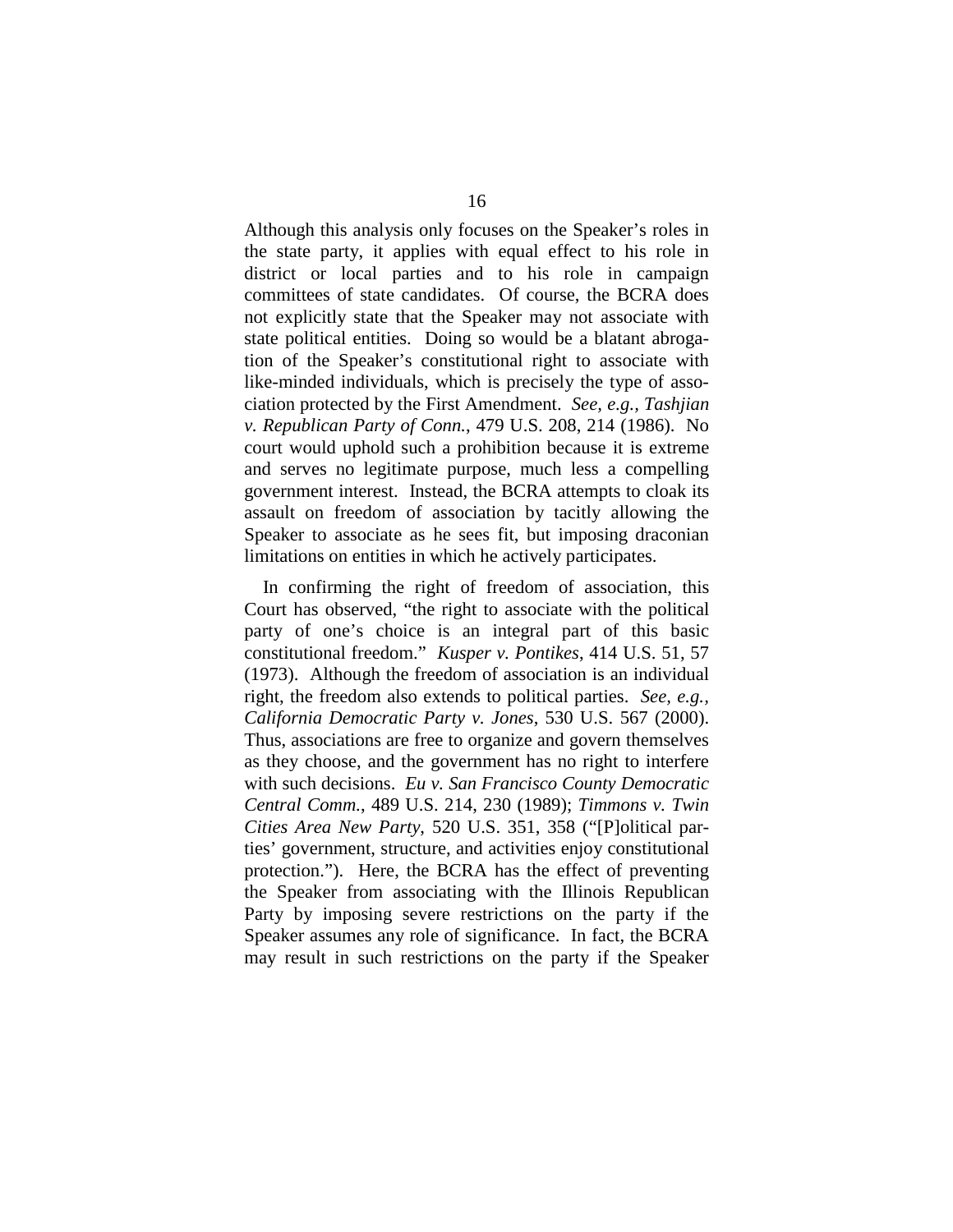Although this analysis only focuses on the Speaker's roles in the state party, it applies with equal effect to his role in district or local parties and to his role in campaign committees of state candidates. Of course, the BCRA does not explicitly state that the Speaker may not associate with state political entities. Doing so would be a blatant abrogation of the Speaker's constitutional right to associate with like-minded individuals, which is precisely the type of association protected by the First Amendment. *See, e.g., Tashjian v. Republican Party of Conn.*, 479 U.S. 208, 214 (1986). No court would uphold such a prohibition because it is extreme and serves no legitimate purpose, much less a compelling government interest. Instead, the BCRA attempts to cloak its assault on freedom of association by tacitly allowing the Speaker to associate as he sees fit, but imposing draconian limitations on entities in which he actively participates.

In confirming the right of freedom of association, this Court has observed, "the right to associate with the political party of one's choice is an integral part of this basic constitutional freedom." *Kusper v. Pontikes*, 414 U.S. 51, 57 (1973). Although the freedom of association is an individual right, the freedom also extends to political parties. *See, e.g., California Democratic Party v. Jones*, 530 U.S. 567 (2000). Thus, associations are free to organize and govern themselves as they choose, and the government has no right to interfere with such decisions. *Eu v. San Francisco County Democratic Central Comm.*, 489 U.S. 214, 230 (1989); *Timmons v. Twin Cities Area New Party*, 520 U.S. 351, 358 ("[P]olitical parties' government, structure, and activities enjoy constitutional protection."). Here, the BCRA has the effect of preventing the Speaker from associating with the Illinois Republican Party by imposing severe restrictions on the party if the Speaker assumes any role of significance. In fact, the BCRA may result in such restrictions on the party if the Speaker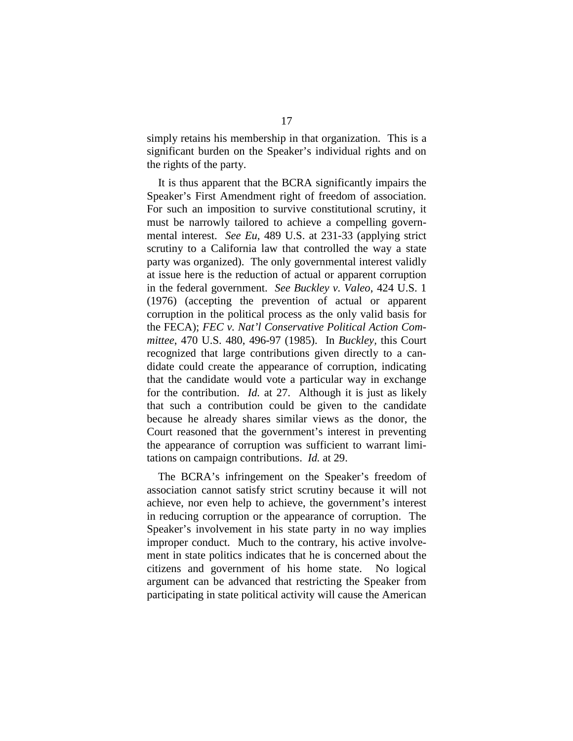simply retains his membership in that organization. This is a significant burden on the Speaker's individual rights and on the rights of the party.

It is thus apparent that the BCRA significantly impairs the Speaker's First Amendment right of freedom of association. For such an imposition to survive constitutional scrutiny, it must be narrowly tailored to achieve a compelling governmental interest. *See Eu*, 489 U.S. at 231-33 (applying strict scrutiny to a California law that controlled the way a state party was organized). The only governmental interest validly at issue here is the reduction of actual or apparent corruption in the federal government. *See Buckley v. Valeo*, 424 U.S. 1 (1976) (accepting the prevention of actual or apparent corruption in the political process as the only valid basis for the FECA); *FEC v. Nat'l Conservative Political Action Committee*, 470 U.S. 480, 496-97 (1985). In *Buckley*, this Court recognized that large contributions given directly to a candidate could create the appearance of corruption, indicating that the candidate would vote a particular way in exchange for the contribution. *Id.* at 27. Although it is just as likely that such a contribution could be given to the candidate because he already shares similar views as the donor, the Court reasoned that the government's interest in preventing the appearance of corruption was sufficient to warrant limitations on campaign contributions. *Id.* at 29.

The BCRA's infringement on the Speaker's freedom of association cannot satisfy strict scrutiny because it will not achieve, nor even help to achieve, the government's interest in reducing corruption or the appearance of corruption. The Speaker's involvement in his state party in no way implies improper conduct. Much to the contrary, his active involvement in state politics indicates that he is concerned about the citizens and government of his home state. No logical argument can be advanced that restricting the Speaker from participating in state political activity will cause the American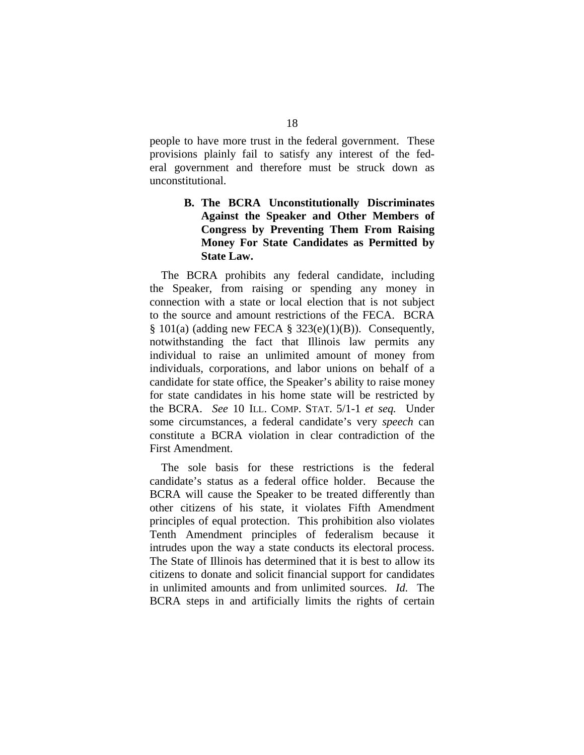people to have more trust in the federal government. These provisions plainly fail to satisfy any interest of the federal government and therefore must be struck down as unconstitutional.

### B. The BCRA Unconstitutionally Discriminates Against the Speaker and Other Members of Congress by Preventing Them From Raising Money For State Candidates as Permitted by State Law.

The BCRA prohibits any federal candidate, including the Speaker, from raising or spending any money in connection with a state or local election that is not subject to the source and amount restrictions of the FECA. BCRA § 101(a) (adding new FECA § 323(e)(1)(B)). Consequently, notwithstanding the fact that Illinois law permits any individual to raise an unlimited amount of money from individuals, corporations, and labor unions on behalf of a candidate for state office, the Speaker's ability to raise money for state candidates in his home state will be restricted by the BCRA. *See* 10 ILL. COMP. STAT. 5/1-1 *et seq.* Under some circumstances, a federal candidate's very *speech* can constitute a BCRA violation in clear contradiction of the First Amendment.

The sole basis for these restrictions is the federal candidate's status as a federal office holder. Because the BCRA will cause the Speaker to be treated differently than other citizens of his state, it violates Fifth Amendment principles of equal protection. This prohibition also violates Tenth Amendment principles of federalism because it intrudes upon the way a state conducts its electoral process. The State of Illinois has determined that it is best to allow its citizens to donate and solicit financial support for candidates in unlimited amounts and from unlimited sources. *Id.* The BCRA steps in and artificially limits the rights of certain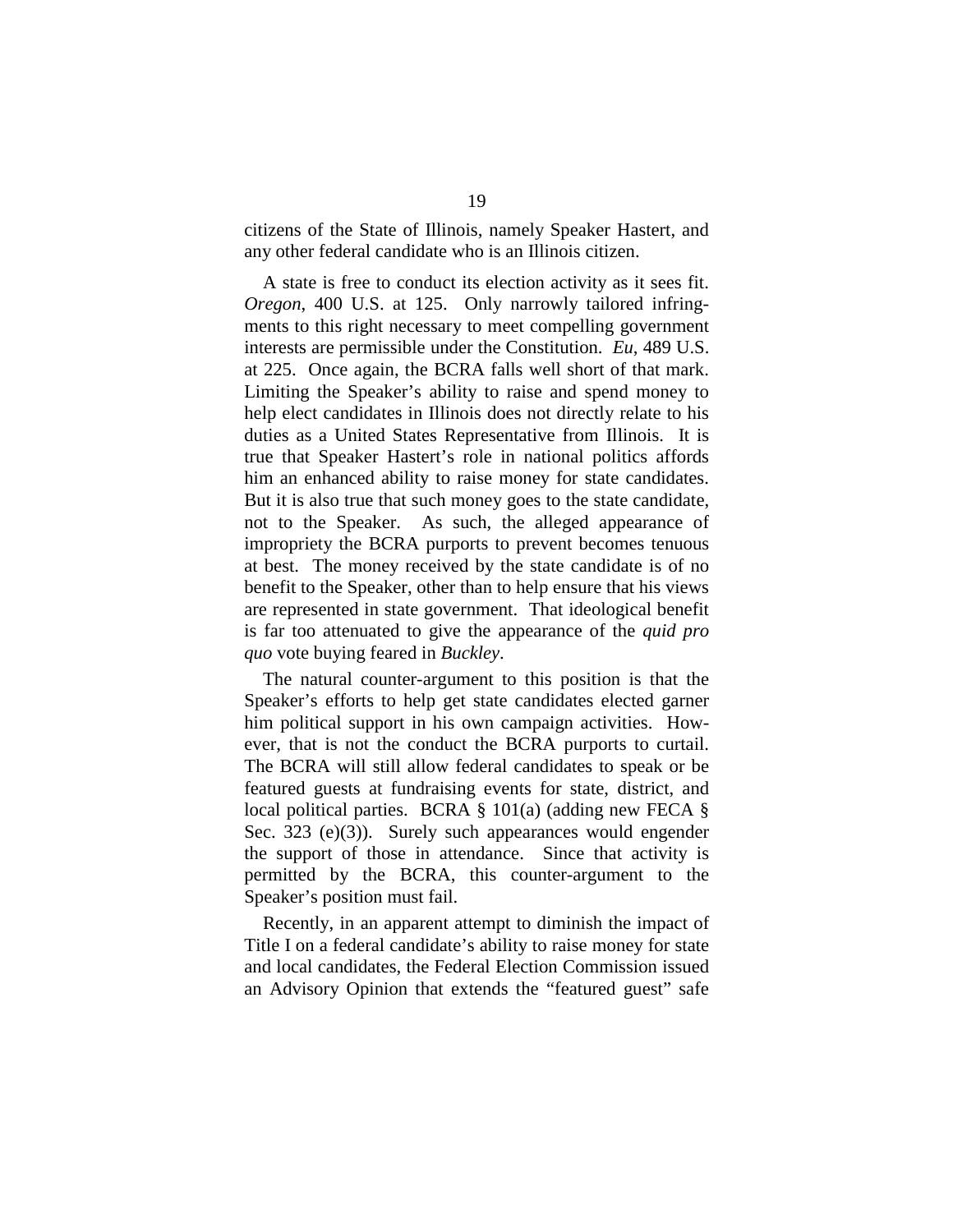citizens of the State of Illinois, namely Speaker Hastert, and any other federal candidate who is an Illinois citizen.

A state is free to conduct its election activity as it sees fit. *Oregon*, 400 U.S. at 125. Only narrowly tailored infringments to this right necessary to meet compelling government interests are permissible under the Constitution. *Eu*, 489 U.S. at 225. Once again, the BCRA falls well short of that mark. Limiting the Speaker's ability to raise and spend money to help elect candidates in Illinois does not directly relate to his duties as a United States Representative from Illinois. It is true that Speaker Hastert's role in national politics affords him an enhanced ability to raise money for state candidates. But it is also true that such money goes to the state candidate, not to the Speaker. As such, the alleged appearance of impropriety the BCRA purports to prevent becomes tenuous at best. The money received by the state candidate is of no benefit to the Speaker, other than to help ensure that his views are represented in state government. That ideological benefit is far too attenuated to give the appearance of the *quid pro quo* vote buying feared in *Buckley*.

The natural counter-argument to this position is that the Speaker's efforts to help get state candidates elected garner him political support in his own campaign activities. However, that is not the conduct the BCRA purports to curtail. The BCRA will still allow federal candidates to speak or be featured guests at fundraising events for state, district, and local political parties. BCRA § 101(a) (adding new FECA § Sec. 323 (e)(3)). Surely such appearances would engender the support of those in attendance. Since that activity is permitted by the BCRA, this counter-argument to the Speaker's position must fail.

Recently, in an apparent attempt to diminish the impact of Title I on a federal candidate's ability to raise money for state and local candidates, the Federal Election Commission issued an Advisory Opinion that extends the "featured guest" safe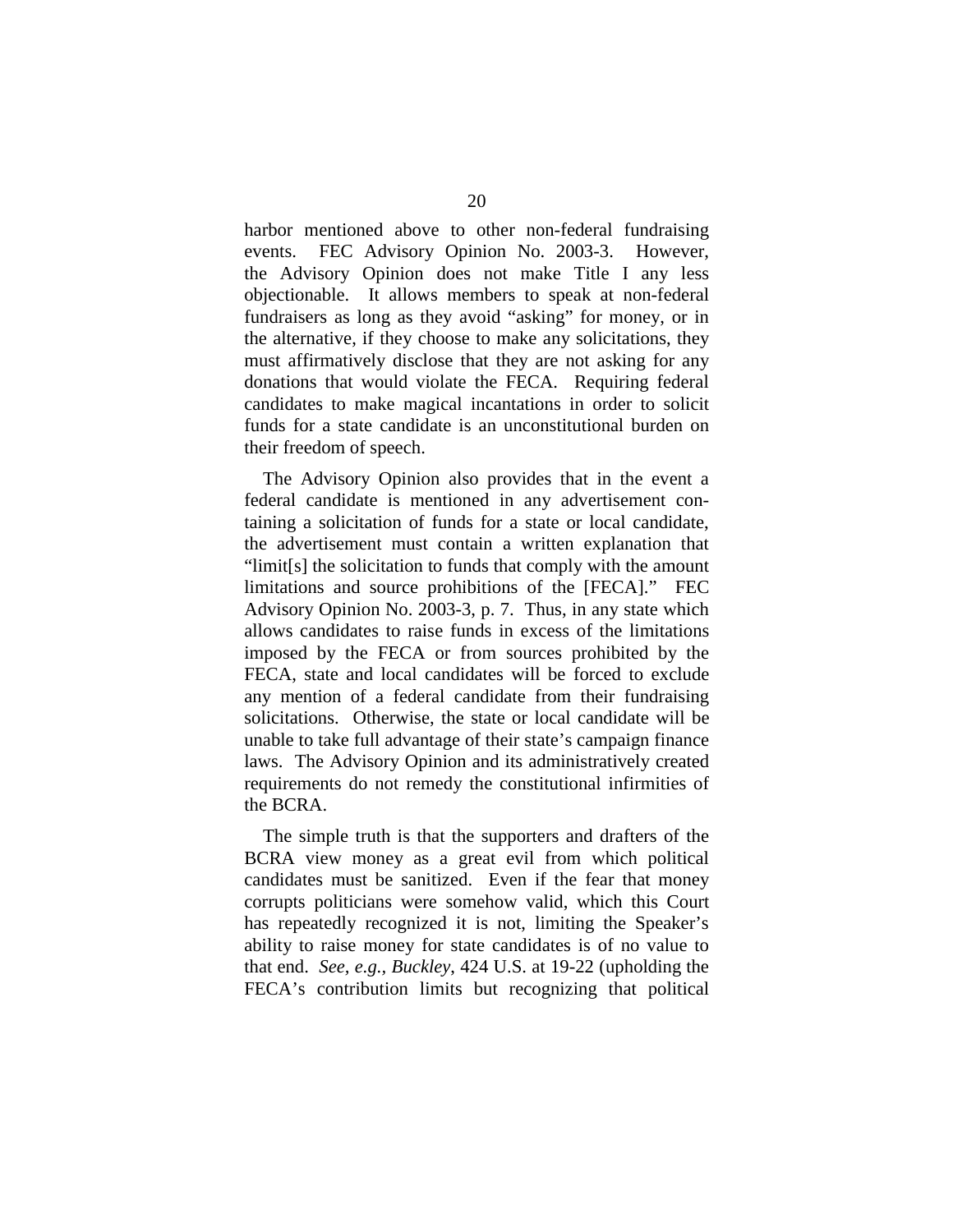harbor mentioned above to other non-federal fundraising events. FEC Advisory Opinion No. 2003-3. However, the Advisory Opinion does not make Title I any less objectionable. It allows members to speak at non-federal fundraisers as long as they avoid "asking" for money, or in the alternative, if they choose to make any solicitations, they must affirmatively disclose that they are not asking for any donations that would violate the FECA. Requiring federal candidates to make magical incantations in order to solicit funds for a state candidate is an unconstitutional burden on their freedom of speech.

The Advisory Opinion also provides that in the event a federal candidate is mentioned in any advertisement containing a solicitation of funds for a state or local candidate, the advertisement must contain a written explanation that "limit[s] the solicitation to funds that comply with the amount limitations and source prohibitions of the [FECA]." FEC Advisory Opinion No. 2003-3, p. 7. Thus, in any state which allows candidates to raise funds in excess of the limitations imposed by the FECA or from sources prohibited by the FECA, state and local candidates will be forced to exclude any mention of a federal candidate from their fundraising solicitations. Otherwise, the state or local candidate will be unable to take full advantage of their state's campaign finance laws. The Advisory Opinion and its administratively created requirements do not remedy the constitutional infirmities of the BCRA.

The simple truth is that the supporters and drafters of the BCRA view money as a great evil from which political candidates must be sanitized. Even if the fear that money corrupts politicians were somehow valid, which this Court has repeatedly recognized it is not, limiting the Speaker's ability to raise money for state candidates is of no value to that end. *See, e.g.*, *Buckley*, 424 U.S. at 19-22 (upholding the FECA's contribution limits but recognizing that political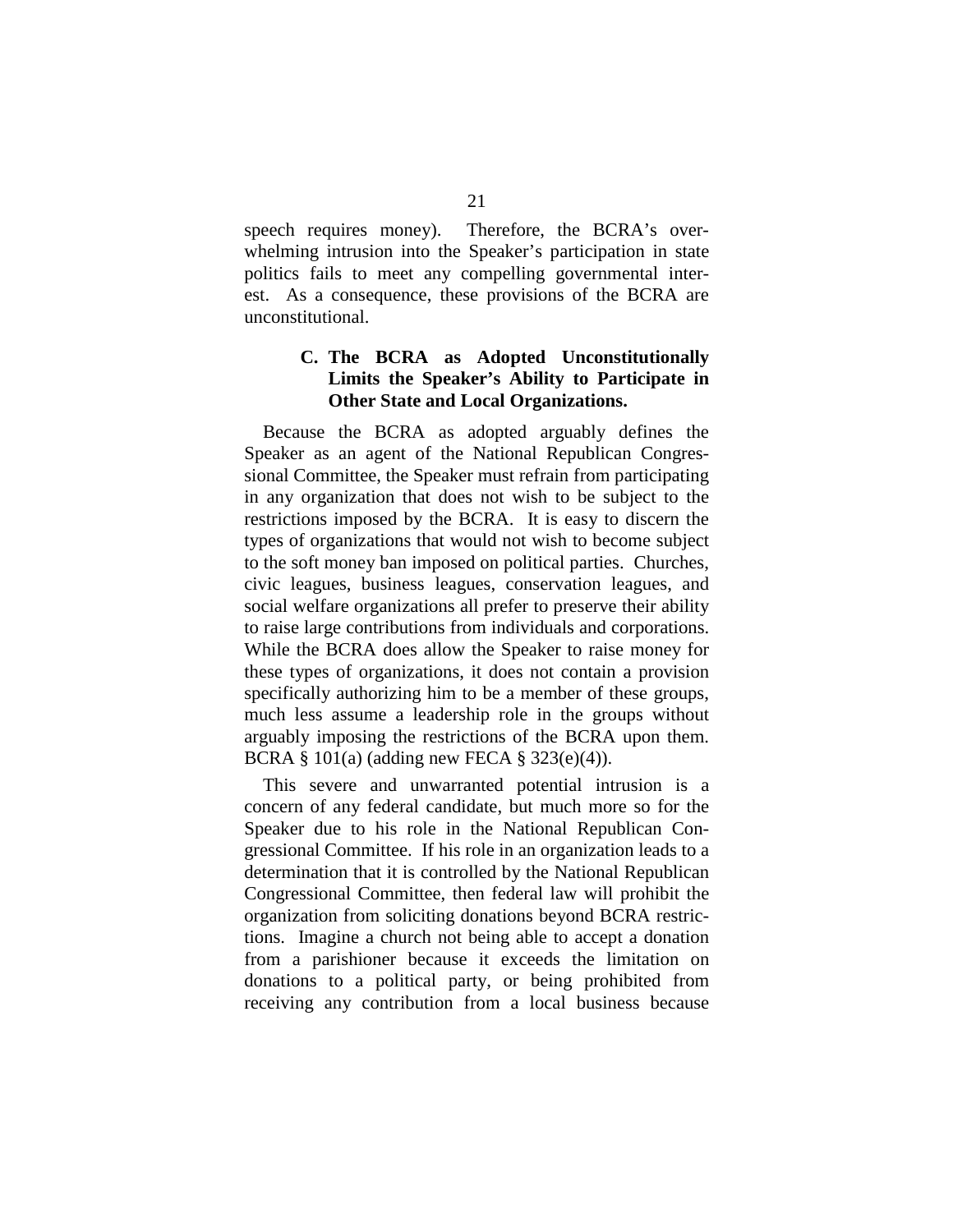speech requires money). Therefore, the BCRA's overwhelming intrusion into the Speaker's participation in state politics fails to meet any compelling governmental interest. As a consequence, these provisions of the BCRA are unconstitutional.

### C. The BCRA as Adopted Unconstitutionally Limits the Speaker's Ability to Participate in Other State and Local Organizations.

Because the BCRA as adopted arguably defines the Speaker as an agent of the National Republican Congressional Committee, the Speaker must refrain from participating in any organization that does not wish to be subject to the restrictions imposed by the BCRA. It is easy to discern the types of organizations that would not wish to become subject to the soft money ban imposed on political parties. Churches, civic leagues, business leagues, conservation leagues, and social welfare organizations all prefer to preserve their ability to raise large contributions from individuals and corporations. While the BCRA does allow the Speaker to raise money for these types of organizations, it does not contain a provision specifically authorizing him to be a member of these groups, much less assume a leadership role in the groups without arguably imposing the restrictions of the BCRA upon them. BCRA § 101(a) (adding new FECA § 323(e)(4)).

This severe and unwarranted potential intrusion is a concern of any federal candidate, but much more so for the Speaker due to his role in the National Republican Congressional Committee. If his role in an organization leads to a determination that it is controlled by the National Republican Congressional Committee, then federal law will prohibit the organization from soliciting donations beyond BCRA restrictions. Imagine a church not being able to accept a donation from a parishioner because it exceeds the limitation on donations to a political party, or being prohibited from receiving any contribution from a local business because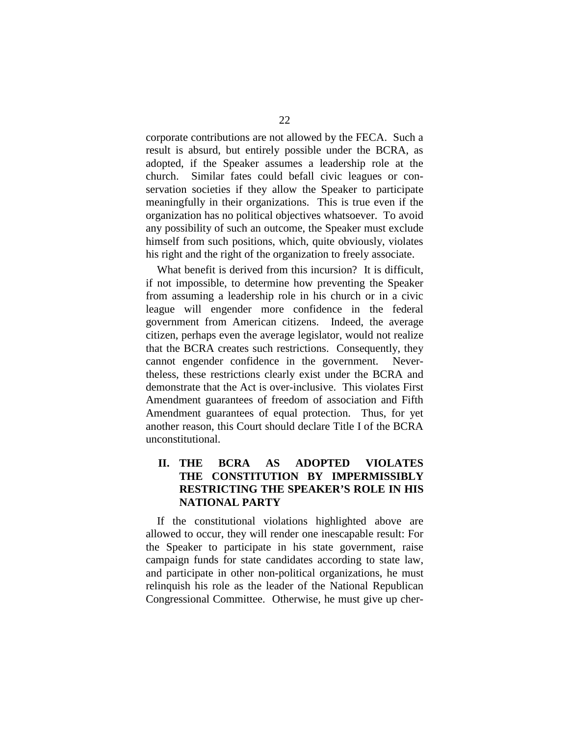corporate contributions are not allowed by the FECA. Such a result is absurd, but entirely possible under the BCRA, as adopted, if the Speaker assumes a leadership role at the church. Similar fates could befall civic leagues or conservation societies if they allow the Speaker to participate meaningfully in their organizations. This is true even if the organization has no political objectives whatsoever. To avoid any possibility of such an outcome, the Speaker must exclude himself from such positions, which, quite obviously, violates his right and the right of the organization to freely associate.

What benefit is derived from this incursion? It is difficult, if not impossible, to determine how preventing the Speaker from assuming a leadership role in his church or in a civic league will engender more confidence in the federal government from American citizens. Indeed, the average citizen, perhaps even the average legislator, would not realize that the BCRA creates such restrictions. Consequently, they cannot engender confidence in the government. Nevertheless, these restrictions clearly exist under the BCRA and demonstrate that the Act is over-inclusive. This violates First Amendment guarantees of freedom of association and Fifth Amendment guarantees of equal protection. Thus, for yet another reason, this Court should declare Title I of the BCRA unconstitutional.

## II. THE BCRA AS ADOPTED VIOLATES THE CONSTITUTION BY IMPERMISSIBLY RESTRICTING THE SPEAKER'S ROLE IN HIS NATIONAL PARTY

If the constitutional violations highlighted above are allowed to occur, they will render one inescapable result: For the Speaker to participate in his state government, raise campaign funds for state candidates according to state law, and participate in other non-political organizations, he must relinquish his role as the leader of the National Republican Congressional Committee. Otherwise, he must give up cher-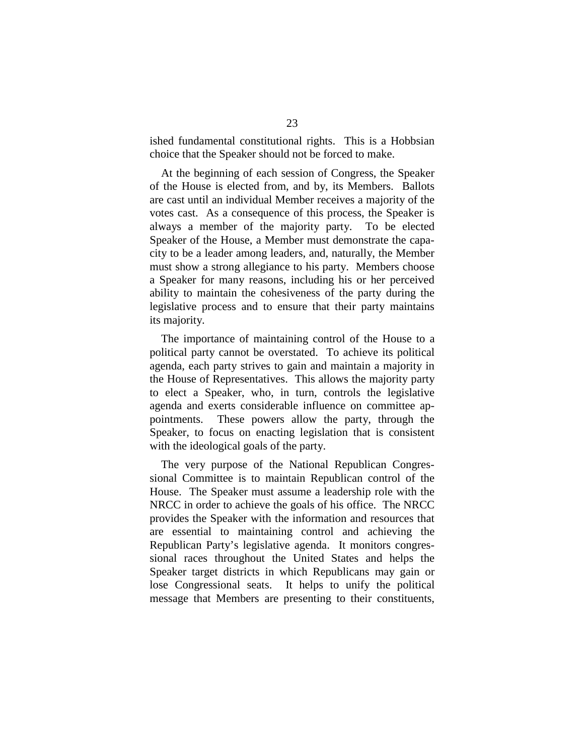ished fundamental constitutional rights. This is a Hobbsian choice that the Speaker should not be forced to make.

At the beginning of each session of Congress, the Speaker of the House is elected from, and by, its Members. Ballots are cast until an individual Member receives a majority of the votes cast. As a consequence of this process, the Speaker is always a member of the majority party. To be elected Speaker of the House, a Member must demonstrate the capacity to be a leader among leaders, and, naturally, the Member must show a strong allegiance to his party. Members choose a Speaker for many reasons, including his or her perceived ability to maintain the cohesiveness of the party during the legislative process and to ensure that their party maintains its majority.

The importance of maintaining control of the House to a political party cannot be overstated. To achieve its political agenda, each party strives to gain and maintain a majority in the House of Representatives. This allows the majority party to elect a Speaker, who, in turn, controls the legislative agenda and exerts considerable influence on committee appointments. These powers allow the party, through the Speaker, to focus on enacting legislation that is consistent with the ideological goals of the party.

The very purpose of the National Republican Congressional Committee is to maintain Republican control of the House. The Speaker must assume a leadership role with the NRCC in order to achieve the goals of his office. The NRCC provides the Speaker with the information and resources that are essential to maintaining control and achieving the Republican Party's legislative agenda. It monitors congressional races throughout the United States and helps the Speaker target districts in which Republicans may gain or lose Congressional seats. It helps to unify the political message that Members are presenting to their constituents,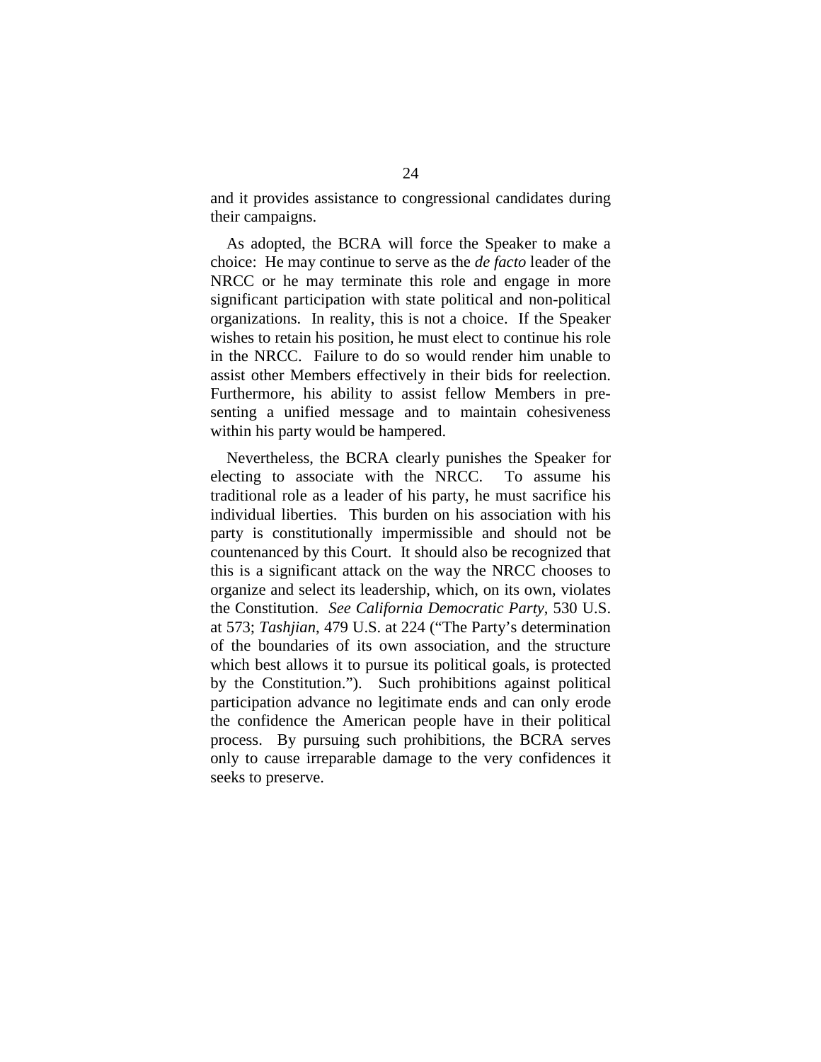and it provides assistance to congressional candidates during their campaigns.

As adopted, the BCRA will force the Speaker to make a choice: He may continue to serve as the *de facto* leader of the NRCC or he may terminate this role and engage in more significant participation with state political and non-political organizations. In reality, this is not a choice. If the Speaker wishes to retain his position, he must elect to continue his role in the NRCC. Failure to do so would render him unable to assist other Members effectively in their bids for reelection. Furthermore, his ability to assist fellow Members in presenting a unified message and to maintain cohesiveness within his party would be hampered.

Nevertheless, the BCRA clearly punishes the Speaker for electing to associate with the NRCC. To assume his traditional role as a leader of his party, he must sacrifice his individual liberties. This burden on his association with his party is constitutionally impermissible and should not be countenanced by this Court. It should also be recognized that this is a significant attack on the way the NRCC chooses to organize and select its leadership, which, on its own, violates the Constitution. *See California Democratic Party*, 530 U.S. at 573; *Tashjian*, 479 U.S. at 224 ("The Party's determination of the boundaries of its own association, and the structure which best allows it to pursue its political goals, is protected by the Constitution."). Such prohibitions against political participation advance no legitimate ends and can only erode the confidence the American people have in their political process. By pursuing such prohibitions, the BCRA serves only to cause irreparable damage to the very confidences it seeks to preserve.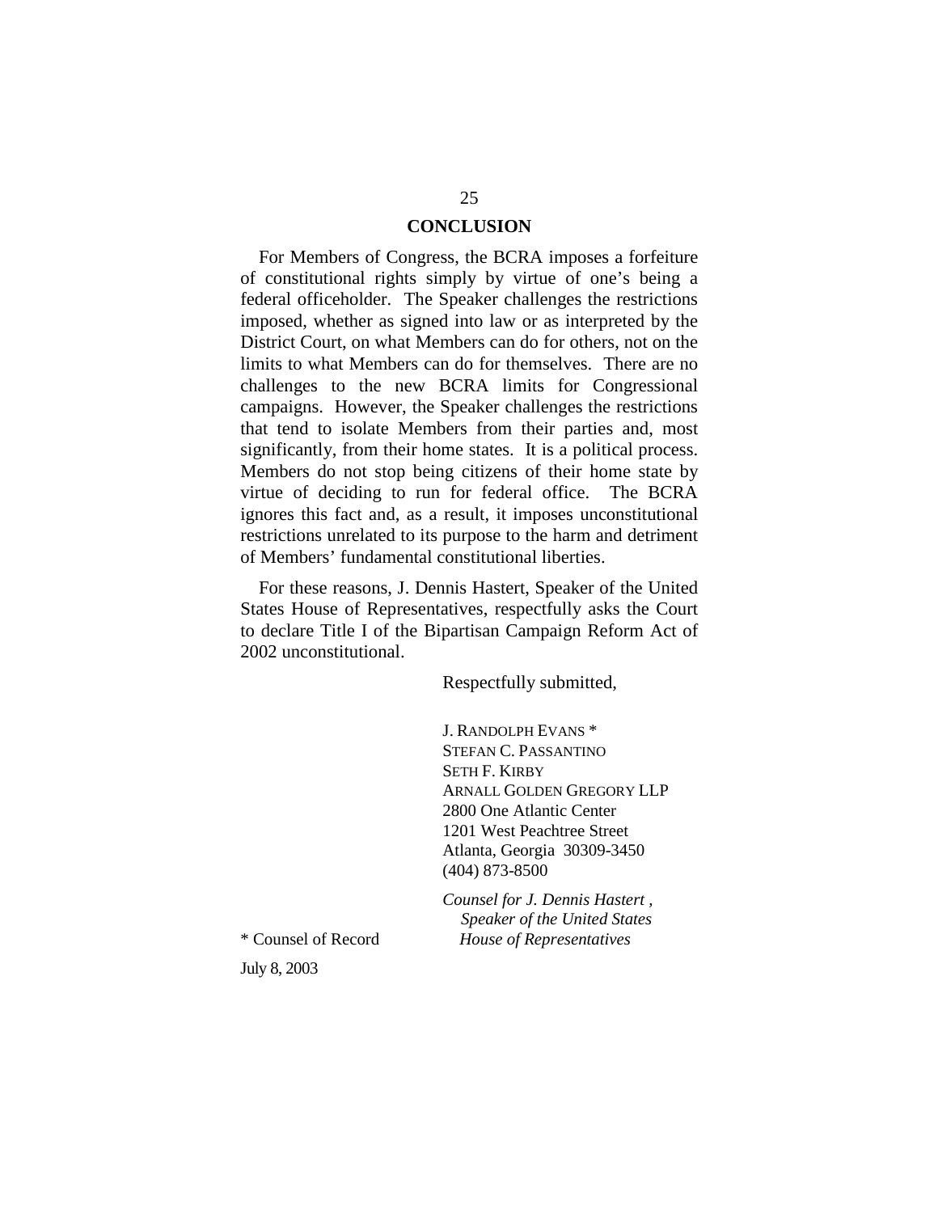## CONCLUSION

For Members of Congress, the BCRA imposes a forfeiture of constitutional rights simply by virtue of one's being a federal officeholder. The Speaker challenges the restrictions imposed, whether as signed into law or as interpreted by the District Court, on what Members can do for others, not on the limits to what Members can do for themselves. There are no challenges to the new BCRA limits for Congressional campaigns. However, the Speaker challenges the restrictions that tend to isolate Members from their parties and, most significantly, from their home states. It is a political process. Members do not stop being citizens of their home state by virtue of deciding to run for federal office. The BCRA ignores this fact and, as a result, it imposes unconstitutional restrictions unrelated to its purpose to the harm and detriment of Members' fundamental constitutional liberties.

For these reasons, J. Dennis Hastert, Speaker of the United States House of Representatives, respectfully asks the Court to declare Title I of the Bipartisan Campaign Reform Act of 2002 unconstitutional.

Respectfully submitted,

J. RANDOLPH EVANS *
STEFAN C. PASSANTINO
SETH F. KIRBY
ARNALL GOLDEN GREGORY LLP
2800 One Atlantic Center
1201 West Peachtree Street
Atlanta, Georgia 30309-3450
(404) 873-8500

*Counsel for J. Dennis Hastert, Speaker of the United States House of Representatives*

* Counsel of Record

July 8, 2003